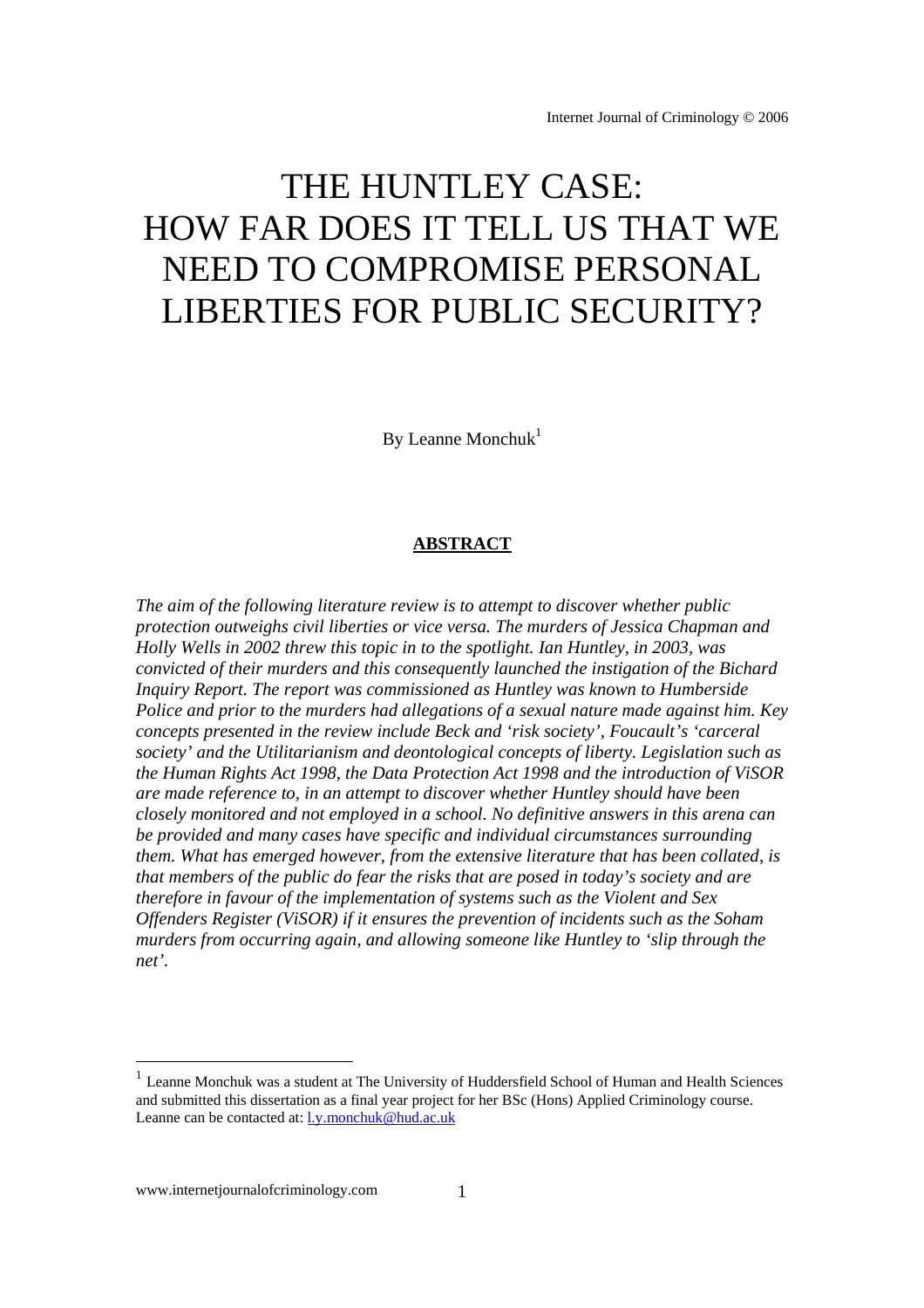# THE HUNTLEY CASE: HOW FAR DOES IT TELL US THAT WE NEED TO COMPROMISE PERSONAL LIBERTIES FOR PUBLIC SECURITY?

By Leanne Monchuk[1]

## ABSTRACT

*The aim of the following literature review is to attempt to discover whether public protection outweighs civil liberties or vice versa. The murders of Jessica Chapman and Holly Wells in 2002 threw this topic in to the spotlight. Ian Huntley, in 2003, was convicted of their murders and this consequently launched the instigation of the Bichard Inquiry Report. The report was commissioned as Huntley was known to Humberside Police and prior to the murders had allegations of a sexual nature made against him. Key concepts presented in the review include Beck and 'risk society', Foucault's 'carceral society' and the Utilitarianism and deontological concepts of liberty. Legislation such as the Human Rights Act 1998, the Data Protection Act 1998 and the introduction of ViSOR are made reference to, in an attempt to discover whether Huntley should have been closely monitored and not employed in a school. No definitive answers in this arena can be provided and many cases have specific and individual circumstances surrounding them. What has emerged however, from the extensive literature that has been collated, is that members of the public do fear the risks that are posed in today's society and are therefore in favour of the implementation of systems such as the Violent and Sex Offenders Register (ViSOR) if it ensures the prevention of incidents such as the Soham murders from occurring again, and allowing someone like Huntley to 'slip through the net'.*

---

[1] Leanne Monchuk was a student at The University of Huddersfield School of Human and Health Sciences and submitted this dissertation as a final year project for her BSc (Hons) Applied Criminology course. Leanne can be contacted at: l.y.monchuk@hud.ac.uk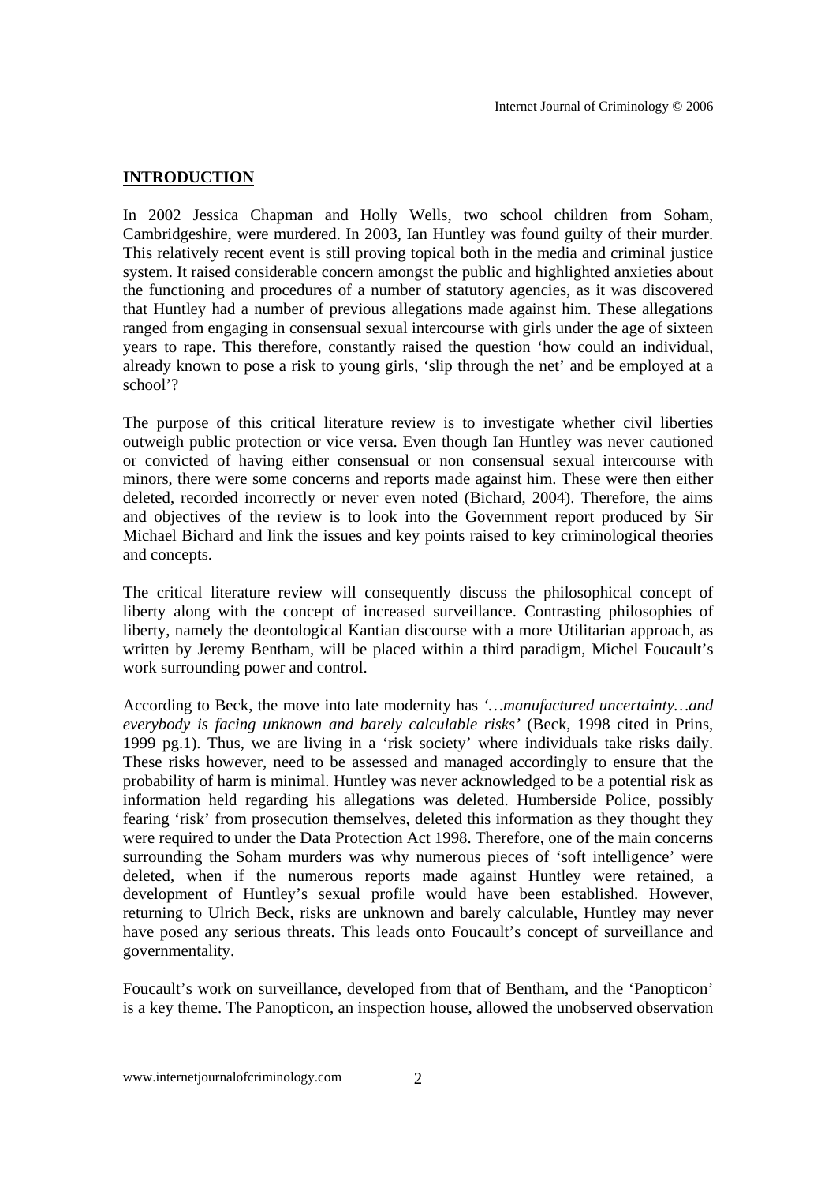## INTRODUCTION

In 2002 Jessica Chapman and Holly Wells, two school children from Soham, Cambridgeshire, were murdered. In 2003, Ian Huntley was found guilty of their murder. This relatively recent event is still proving topical both in the media and criminal justice system. It raised considerable concern amongst the public and highlighted anxieties about the functioning and procedures of a number of statutory agencies, as it was discovered that Huntley had a number of previous allegations made against him. These allegations ranged from engaging in consensual sexual intercourse with girls under the age of sixteen years to rape. This therefore, constantly raised the question 'how could an individual, already known to pose a risk to young girls, 'slip through the net' and be employed at a school'?

The purpose of this critical literature review is to investigate whether civil liberties outweigh public protection or vice versa. Even though Ian Huntley was never cautioned or convicted of having either consensual or non consensual sexual intercourse with minors, there were some concerns and reports made against him. These were then either deleted, recorded incorrectly or never even noted (Bichard, 2004). Therefore, the aims and objectives of the review is to look into the Government report produced by Sir Michael Bichard and link the issues and key points raised to key criminological theories and concepts.

The critical literature review will consequently discuss the philosophical concept of liberty along with the concept of increased surveillance. Contrasting philosophies of liberty, namely the deontological Kantian discourse with a more Utilitarian approach, as written by Jeremy Bentham, will be placed within a third paradigm, Michel Foucault's work surrounding power and control.

According to Beck, the move into late modernity has *'…manufactured uncertainty…and everybody is facing unknown and barely calculable risks'* (Beck, 1998 cited in Prins, 1999 pg.1). Thus, we are living in a 'risk society' where individuals take risks daily. These risks however, need to be assessed and managed accordingly to ensure that the probability of harm is minimal. Huntley was never acknowledged to be a potential risk as information held regarding his allegations was deleted. Humberside Police, possibly fearing 'risk' from prosecution themselves, deleted this information as they thought they were required to under the Data Protection Act 1998. Therefore, one of the main concerns surrounding the Soham murders was why numerous pieces of 'soft intelligence' were deleted, when if the numerous reports made against Huntley were retained, a development of Huntley's sexual profile would have been established. However, returning to Ulrich Beck, risks are unknown and barely calculable, Huntley may never have posed any serious threats. This leads onto Foucault's concept of surveillance and governmentality.

Foucault's work on surveillance, developed from that of Bentham, and the 'Panopticon' is a key theme. The Panopticon, an inspection house, allowed the unobserved observation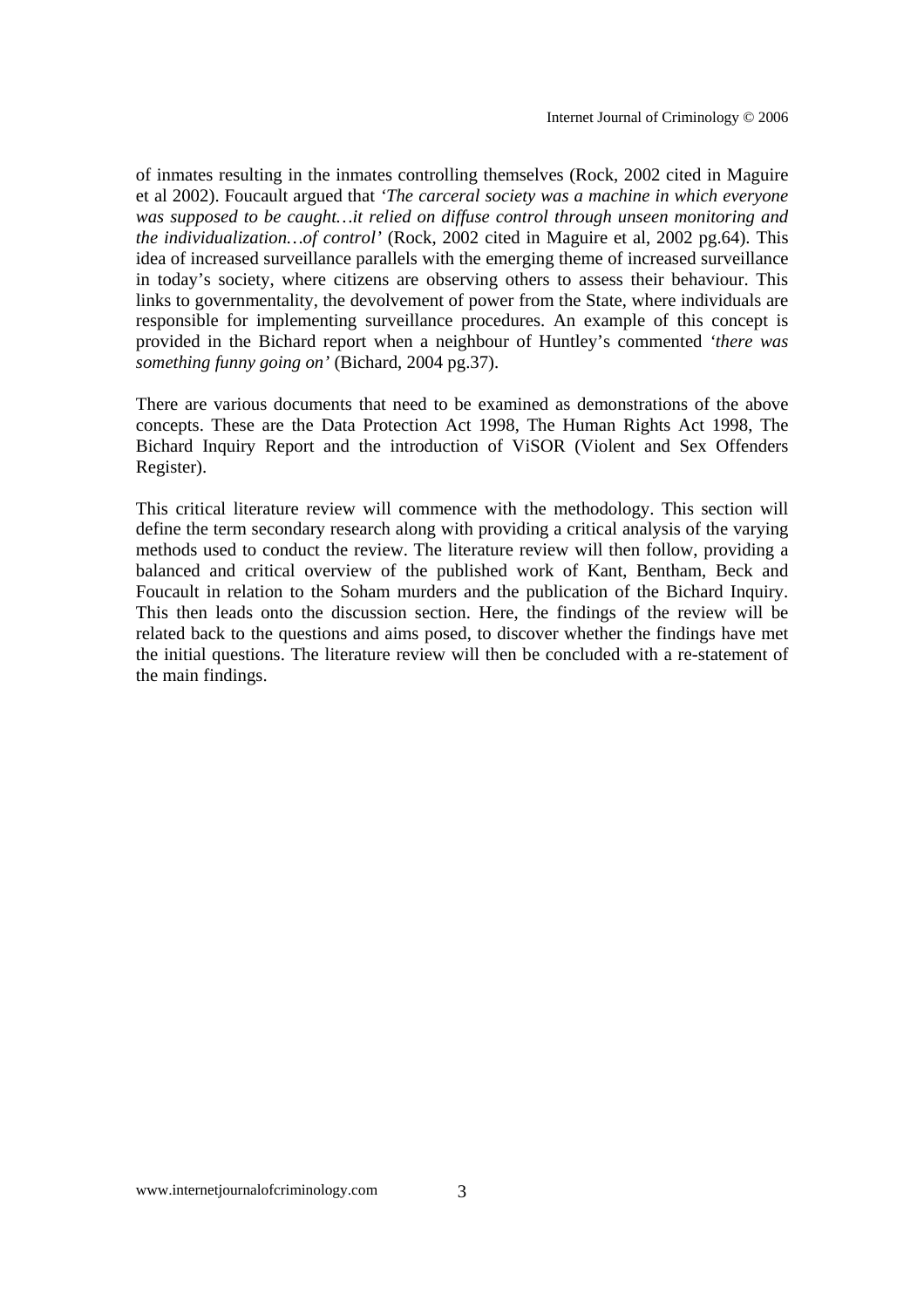of inmates resulting in the inmates controlling themselves (Rock, 2002 cited in Maguire et al 2002). Foucault argued that *'The carceral society was a machine in which everyone was supposed to be caught…it relied on diffuse control through unseen monitoring and the individualization…of control'* (Rock, 2002 cited in Maguire et al, 2002 pg.64). This idea of increased surveillance parallels with the emerging theme of increased surveillance in today's society, where citizens are observing others to assess their behaviour. This links to governmentality, the devolvement of power from the State, where individuals are responsible for implementing surveillance procedures. An example of this concept is provided in the Bichard report when a neighbour of Huntley's commented *'there was something funny going on'* (Bichard, 2004 pg.37).

There are various documents that need to be examined as demonstrations of the above concepts. These are the Data Protection Act 1998, The Human Rights Act 1998, The Bichard Inquiry Report and the introduction of ViSOR (Violent and Sex Offenders Register).

This critical literature review will commence with the methodology. This section will define the term secondary research along with providing a critical analysis of the varying methods used to conduct the review. The literature review will then follow, providing a balanced and critical overview of the published work of Kant, Bentham, Beck and Foucault in relation to the Soham murders and the publication of the Bichard Inquiry. This then leads onto the discussion section. Here, the findings of the review will be related back to the questions and aims posed, to discover whether the findings have met the initial questions. The literature review will then be concluded with a re-statement of the main findings.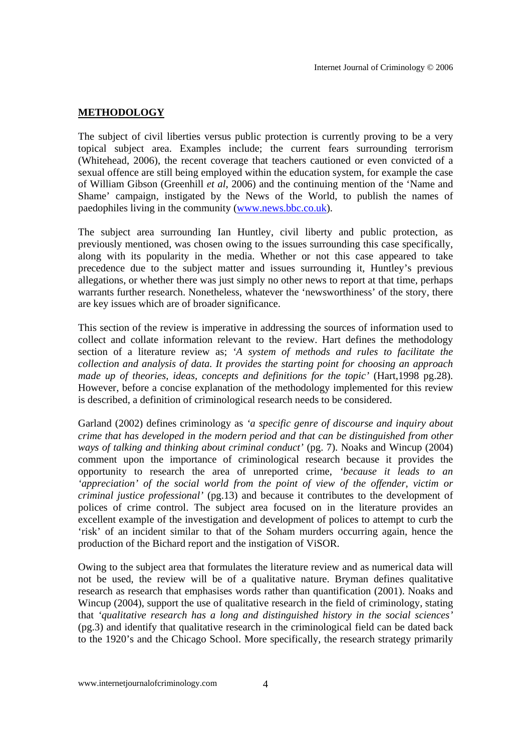## **METHODOLOGY**

The subject of civil liberties versus public protection is currently proving to be a very topical subject area. Examples include; the current fears surrounding terrorism (Whitehead, 2006), the recent coverage that teachers cautioned or even convicted of a sexual offence are still being employed within the education system, for example the case of William Gibson (Greenhill *et al*, 2006) and the continuing mention of the 'Name and Shame' campaign, instigated by the News of the World, to publish the names of paedophiles living in the community (www.news.bbc.co.uk).

The subject area surrounding Ian Huntley, civil liberty and public protection, as previously mentioned, was chosen owing to the issues surrounding this case specifically, along with its popularity in the media. Whether or not this case appeared to take precedence due to the subject matter and issues surrounding it, Huntley's previous allegations, or whether there was just simply no other news to report at that time, perhaps warrants further research. Nonetheless, whatever the 'newsworthiness' of the story, there are key issues which are of broader significance.

This section of the review is imperative in addressing the sources of information used to collect and collate information relevant to the review. Hart defines the methodology section of a literature review as; *'A system of methods and rules to facilitate the collection and analysis of data. It provides the starting point for choosing an approach made up of theories, ideas, concepts and definitions for the topic'* (Hart,1998 pg.28). However, before a concise explanation of the methodology implemented for this review is described, a definition of criminological research needs to be considered.

Garland (2002) defines criminology as *'a specific genre of discourse and inquiry about crime that has developed in the modern period and that can be distinguished from other ways of talking and thinking about criminal conduct'* (pg. 7). Noaks and Wincup (2004) comment upon the importance of criminological research because it provides the opportunity to research the area of unreported crime, *'because it leads to an 'appreciation' of the social world from the point of view of the offender, victim or criminal justice professional'* (pg.13) and because it contributes to the development of polices of crime control. The subject area focused on in the literature provides an excellent example of the investigation and development of polices to attempt to curb the 'risk' of an incident similar to that of the Soham murders occurring again, hence the production of the Bichard report and the instigation of ViSOR.

Owing to the subject area that formulates the literature review and as numerical data will not be used, the review will be of a qualitative nature. Bryman defines qualitative research as research that emphasises words rather than quantification (2001). Noaks and Wincup (2004), support the use of qualitative research in the field of criminology, stating that *'qualitative research has a long and distinguished history in the social sciences'* (pg.3) and identify that qualitative research in the criminological field can be dated back to the 1920's and the Chicago School. More specifically, the research strategy primarily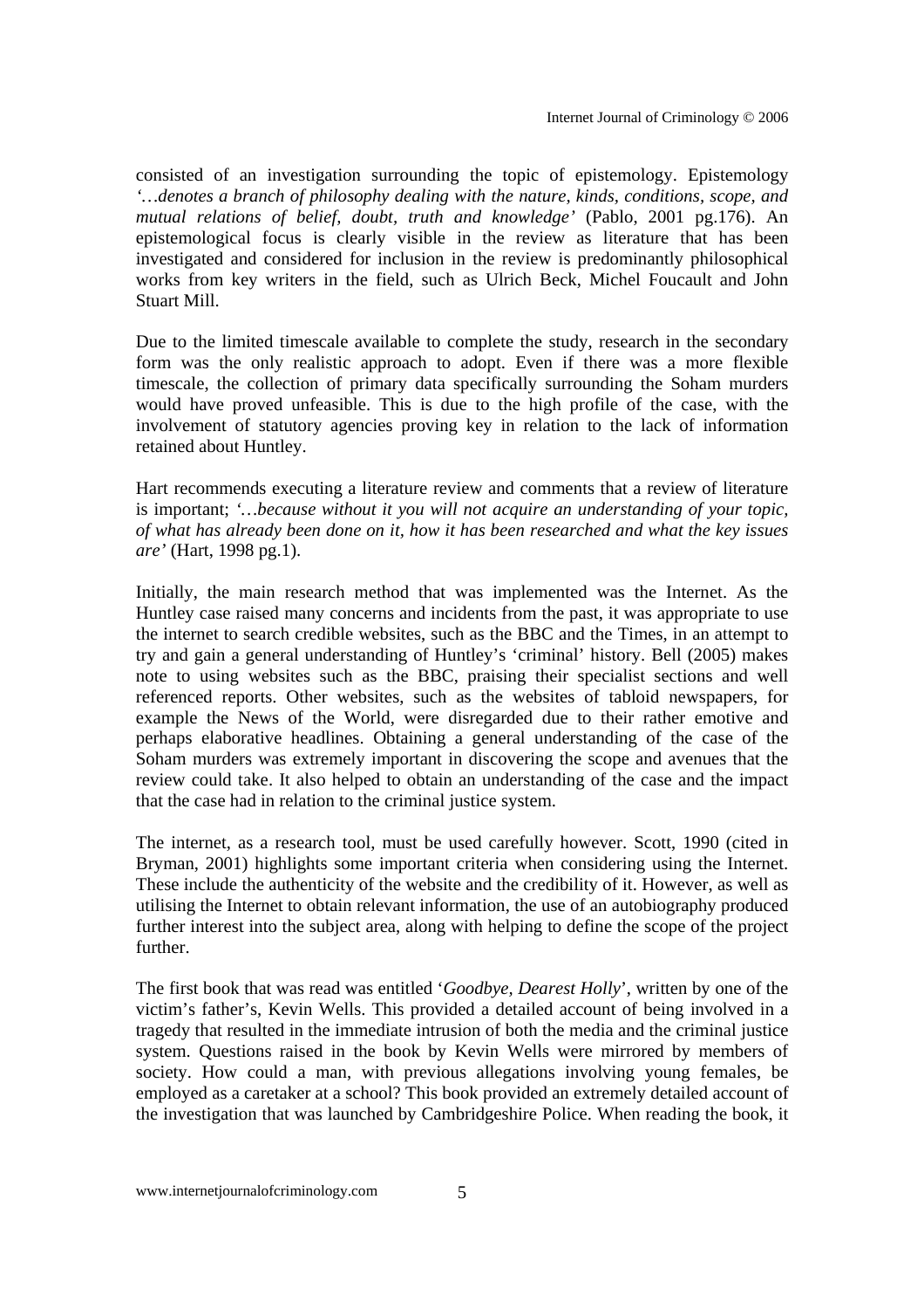consisted of an investigation surrounding the topic of epistemology. Epistemology *'…denotes a branch of philosophy dealing with the nature, kinds, conditions, scope, and mutual relations of belief, doubt, truth and knowledge'* (Pablo, 2001 pg.176). An epistemological focus is clearly visible in the review as literature that has been investigated and considered for inclusion in the review is predominantly philosophical works from key writers in the field, such as Ulrich Beck, Michel Foucault and John Stuart Mill.

Due to the limited timescale available to complete the study, research in the secondary form was the only realistic approach to adopt. Even if there was a more flexible timescale, the collection of primary data specifically surrounding the Soham murders would have proved unfeasible. This is due to the high profile of the case, with the involvement of statutory agencies proving key in relation to the lack of information retained about Huntley.

Hart recommends executing a literature review and comments that a review of literature is important; *'…because without it you will not acquire an understanding of your topic, of what has already been done on it, how it has been researched and what the key issues are'* (Hart, 1998 pg.1).

Initially, the main research method that was implemented was the Internet. As the Huntley case raised many concerns and incidents from the past, it was appropriate to use the internet to search credible websites, such as the BBC and the Times, in an attempt to try and gain a general understanding of Huntley's 'criminal' history. Bell (2005) makes note to using websites such as the BBC, praising their specialist sections and well referenced reports. Other websites, such as the websites of tabloid newspapers, for example the News of the World, were disregarded due to their rather emotive and perhaps elaborative headlines. Obtaining a general understanding of the case of the Soham murders was extremely important in discovering the scope and avenues that the review could take. It also helped to obtain an understanding of the case and the impact that the case had in relation to the criminal justice system.

The internet, as a research tool, must be used carefully however. Scott, 1990 (cited in Bryman, 2001) highlights some important criteria when considering using the Internet. These include the authenticity of the website and the credibility of it. However, as well as utilising the Internet to obtain relevant information, the use of an autobiography produced further interest into the subject area, along with helping to define the scope of the project further.

The first book that was read was entitled '*Goodbye, Dearest Holly*', written by one of the victim's father's, Kevin Wells. This provided a detailed account of being involved in a tragedy that resulted in the immediate intrusion of both the media and the criminal justice system. Questions raised in the book by Kevin Wells were mirrored by members of society. How could a man, with previous allegations involving young females, be employed as a caretaker at a school? This book provided an extremely detailed account of the investigation that was launched by Cambridgeshire Police. When reading the book, it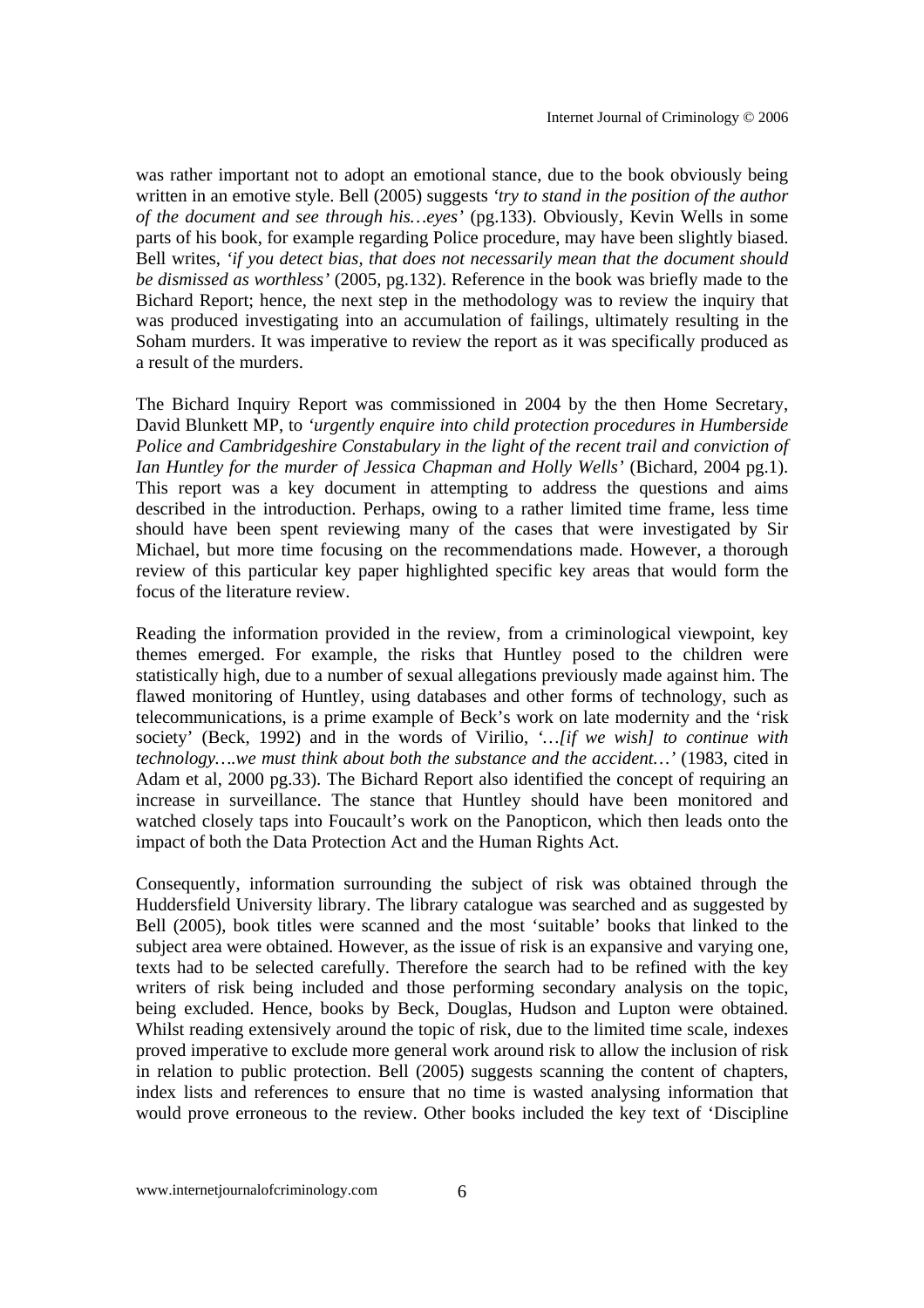was rather important not to adopt an emotional stance, due to the book obviously being written in an emotive style. Bell (2005) suggests *'try to stand in the position of the author of the document and see through his…eyes'* (pg.133). Obviously, Kevin Wells in some parts of his book, for example regarding Police procedure, may have been slightly biased. Bell writes, *'if you detect bias, that does not necessarily mean that the document should be dismissed as worthless'* (2005, pg.132). Reference in the book was briefly made to the Bichard Report; hence, the next step in the methodology was to review the inquiry that was produced investigating into an accumulation of failings, ultimately resulting in the Soham murders. It was imperative to review the report as it was specifically produced as a result of the murders.

The Bichard Inquiry Report was commissioned in 2004 by the then Home Secretary, David Blunkett MP, to *'urgently enquire into child protection procedures in Humberside Police and Cambridgeshire Constabulary in the light of the recent trail and conviction of Ian Huntley for the murder of Jessica Chapman and Holly Wells'* (Bichard, 2004 pg.1). This report was a key document in attempting to address the questions and aims described in the introduction. Perhaps, owing to a rather limited time frame, less time should have been spent reviewing many of the cases that were investigated by Sir Michael, but more time focusing on the recommendations made. However, a thorough review of this particular key paper highlighted specific key areas that would form the focus of the literature review.

Reading the information provided in the review, from a criminological viewpoint, key themes emerged. For example, the risks that Huntley posed to the children were statistically high, due to a number of sexual allegations previously made against him. The flawed monitoring of Huntley, using databases and other forms of technology, such as telecommunications, is a prime example of Beck's work on late modernity and the 'risk society' (Beck, 1992) and in the words of Virilio, *'…[if we wish] to continue with technology….we must think about both the substance and the accident…'* (1983, cited in Adam et al, 2000 pg.33). The Bichard Report also identified the concept of requiring an increase in surveillance. The stance that Huntley should have been monitored and watched closely taps into Foucault's work on the Panopticon, which then leads onto the impact of both the Data Protection Act and the Human Rights Act.

Consequently, information surrounding the subject of risk was obtained through the Huddersfield University library. The library catalogue was searched and as suggested by Bell (2005), book titles were scanned and the most 'suitable' books that linked to the subject area were obtained. However, as the issue of risk is an expansive and varying one, texts had to be selected carefully. Therefore the search had to be refined with the key writers of risk being included and those performing secondary analysis on the topic, being excluded. Hence, books by Beck, Douglas, Hudson and Lupton were obtained. Whilst reading extensively around the topic of risk, due to the limited time scale, indexes proved imperative to exclude more general work around risk to allow the inclusion of risk in relation to public protection. Bell (2005) suggests scanning the content of chapters, index lists and references to ensure that no time is wasted analysing information that would prove erroneous to the review. Other books included the key text of 'Discipline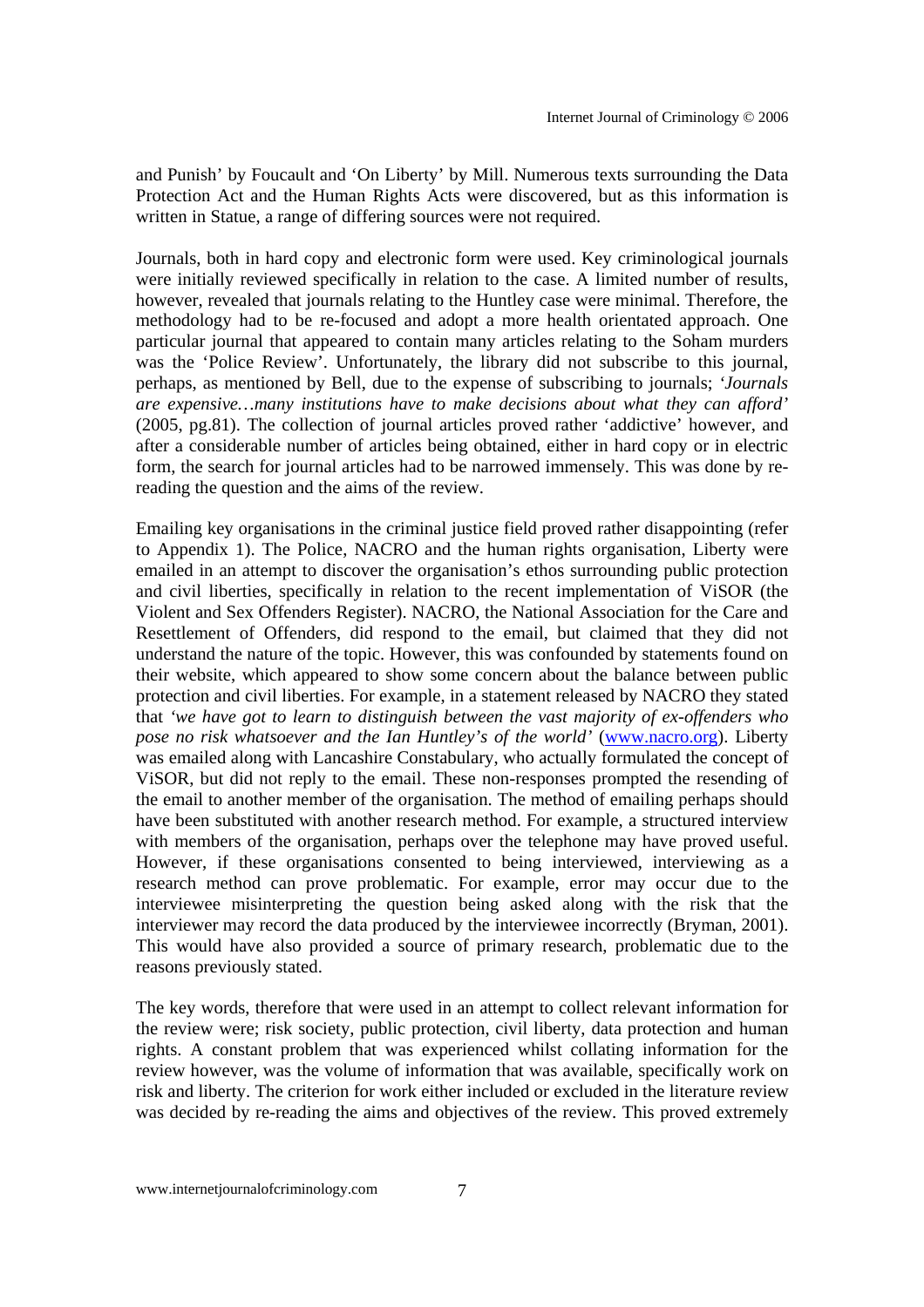and Punish' by Foucault and 'On Liberty' by Mill. Numerous texts surrounding the Data Protection Act and the Human Rights Acts were discovered, but as this information is written in Statue, a range of differing sources were not required.

Journals, both in hard copy and electronic form were used. Key criminological journals were initially reviewed specifically in relation to the case. A limited number of results, however, revealed that journals relating to the Huntley case were minimal. Therefore, the methodology had to be re-focused and adopt a more health orientated approach. One particular journal that appeared to contain many articles relating to the Soham murders was the 'Police Review'. Unfortunately, the library did not subscribe to this journal, perhaps, as mentioned by Bell, due to the expense of subscribing to journals; *'Journals are expensive…many institutions have to make decisions about what they can afford'* (2005, pg.81). The collection of journal articles proved rather 'addictive' however, and after a considerable number of articles being obtained, either in hard copy or in electric form, the search for journal articles had to be narrowed immensely. This was done by re-reading the question and the aims of the review.

Emailing key organisations in the criminal justice field proved rather disappointing (refer to Appendix 1). The Police, NACRO and the human rights organisation, Liberty were emailed in an attempt to discover the organisation's ethos surrounding public protection and civil liberties, specifically in relation to the recent implementation of ViSOR (the Violent and Sex Offenders Register). NACRO, the National Association for the Care and Resettlement of Offenders, did respond to the email, but claimed that they did not understand the nature of the topic. However, this was confounded by statements found on their website, which appeared to show some concern about the balance between public protection and civil liberties. For example, in a statement released by NACRO they stated that *'we have got to learn to distinguish between the vast majority of ex-offenders who pose no risk whatsoever and the Ian Huntley's of the world'* (www.nacro.org). Liberty was emailed along with Lancashire Constabulary, who actually formulated the concept of ViSOR, but did not reply to the email. These non-responses prompted the resending of the email to another member of the organisation. The method of emailing perhaps should have been substituted with another research method. For example, a structured interview with members of the organisation, perhaps over the telephone may have proved useful. However, if these organisations consented to being interviewed, interviewing as a research method can prove problematic. For example, error may occur due to the interviewee misinterpreting the question being asked along with the risk that the interviewer may record the data produced by the interviewee incorrectly (Bryman, 2001). This would have also provided a source of primary research, problematic due to the reasons previously stated.

The key words, therefore that were used in an attempt to collect relevant information for the review were; risk society, public protection, civil liberty, data protection and human rights. A constant problem that was experienced whilst collating information for the review however, was the volume of information that was available, specifically work on risk and liberty. The criterion for work either included or excluded in the literature review was decided by re-reading the aims and objectives of the review. This proved extremely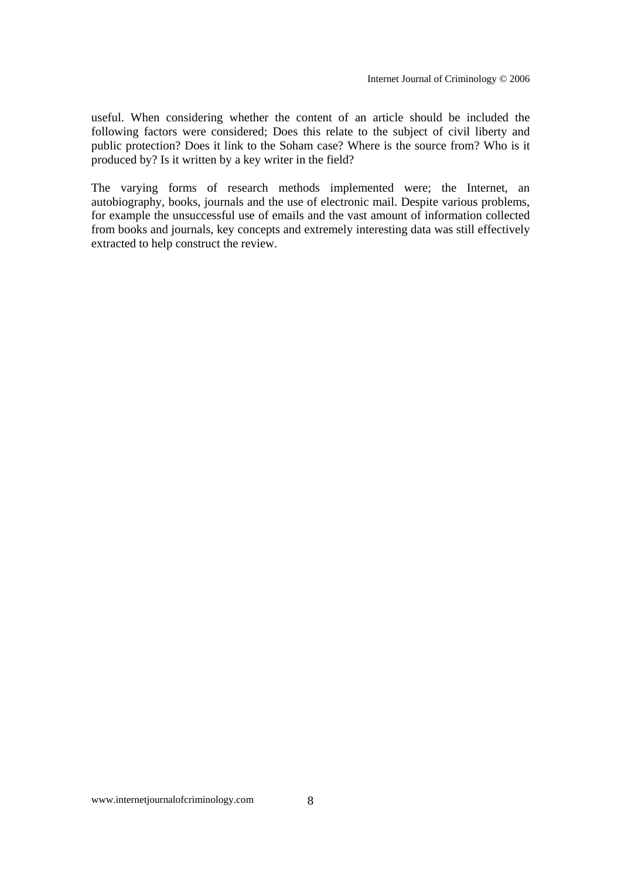useful. When considering whether the content of an article should be included the following factors were considered; Does this relate to the subject of civil liberty and public protection? Does it link to the Soham case? Where is the source from? Who is it produced by? Is it written by a key writer in the field?

The varying forms of research methods implemented were; the Internet, an autobiography, books, journals and the use of electronic mail. Despite various problems, for example the unsuccessful use of emails and the vast amount of information collected from books and journals, key concepts and extremely interesting data was still effectively extracted to help construct the review.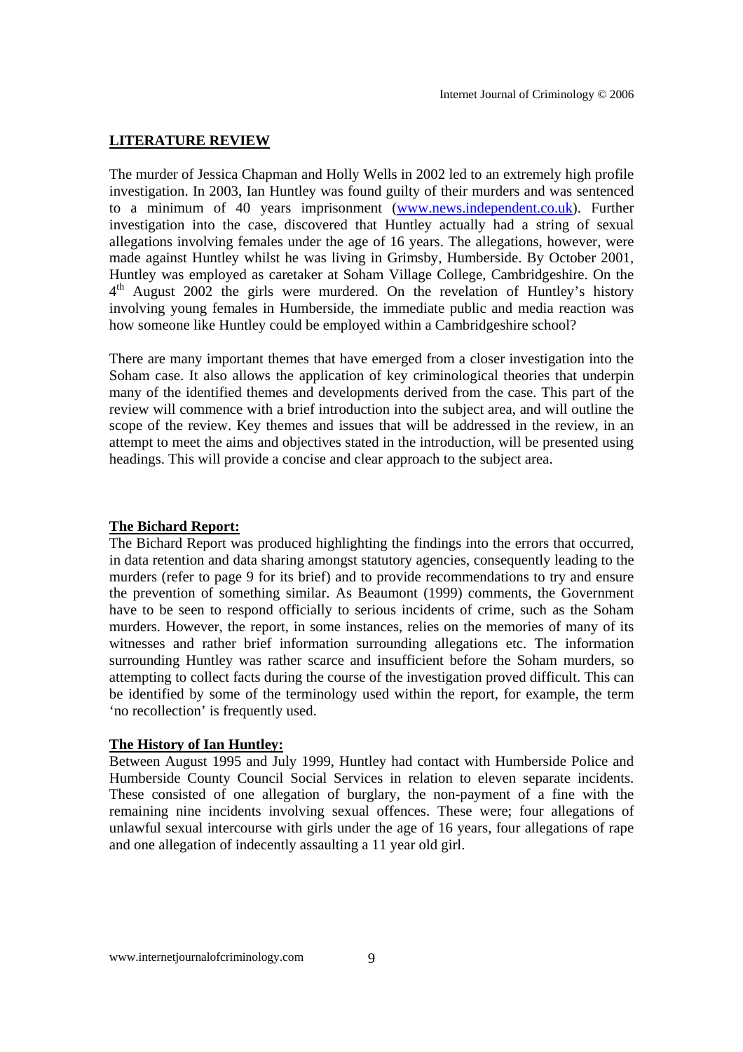## LITERATURE REVIEW

The murder of Jessica Chapman and Holly Wells in 2002 led to an extremely high profile investigation. In 2003, Ian Huntley was found guilty of their murders and was sentenced to a minimum of 40 years imprisonment (www.news.independent.co.uk). Further investigation into the case, discovered that Huntley actually had a string of sexual allegations involving females under the age of 16 years. The allegations, however, were made against Huntley whilst he was living in Grimsby, Humberside. By October 2001, Huntley was employed as caretaker at Soham Village College, Cambridgeshire. On the 4th August 2002 the girls were murdered. On the revelation of Huntley's history involving young females in Humberside, the immediate public and media reaction was how someone like Huntley could be employed within a Cambridgeshire school?

There are many important themes that have emerged from a closer investigation into the Soham case. It also allows the application of key criminological theories that underpin many of the identified themes and developments derived from the case. This part of the review will commence with a brief introduction into the subject area, and will outline the scope of the review. Key themes and issues that will be addressed in the review, in an attempt to meet the aims and objectives stated in the introduction, will be presented using headings. This will provide a concise and clear approach to the subject area.

### The Bichard Report:

The Bichard Report was produced highlighting the findings into the errors that occurred, in data retention and data sharing amongst statutory agencies, consequently leading to the murders (refer to page 9 for its brief) and to provide recommendations to try and ensure the prevention of something similar. As Beaumont (1999) comments, the Government have to be seen to respond officially to serious incidents of crime, such as the Soham murders. However, the report, in some instances, relies on the memories of many of its witnesses and rather brief information surrounding allegations etc. The information surrounding Huntley was rather scarce and insufficient before the Soham murders, so attempting to collect facts during the course of the investigation proved difficult. This can be identified by some of the terminology used within the report, for example, the term 'no recollection' is frequently used.

### The History of Ian Huntley:

Between August 1995 and July 1999, Huntley had contact with Humberside Police and Humberside County Council Social Services in relation to eleven separate incidents. These consisted of one allegation of burglary, the non-payment of a fine with the remaining nine incidents involving sexual offences. These were; four allegations of unlawful sexual intercourse with girls under the age of 16 years, four allegations of rape and one allegation of indecently assaulting a 11 year old girl.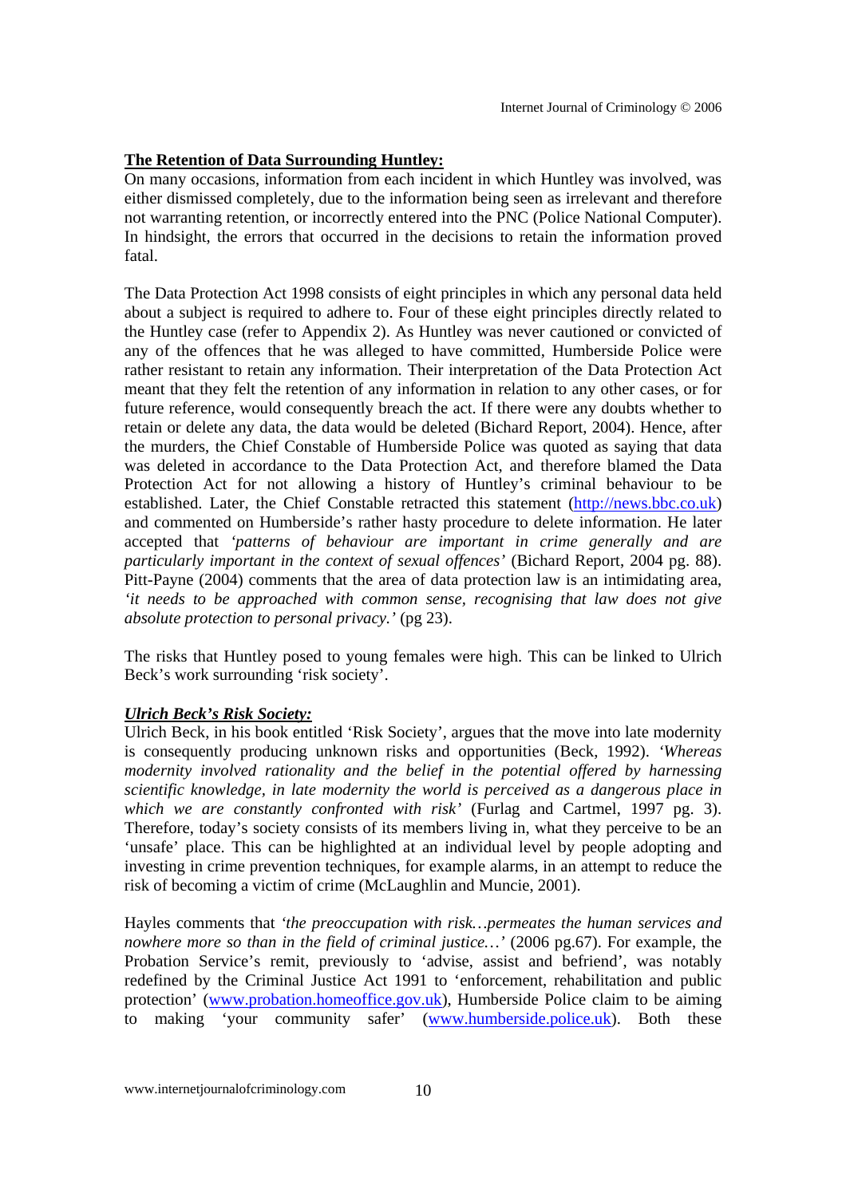## **The Retention of Data Surrounding Huntley:**

On many occasions, information from each incident in which Huntley was involved, was either dismissed completely, due to the information being seen as irrelevant and therefore not warranting retention, or incorrectly entered into the PNC (Police National Computer). In hindsight, the errors that occurred in the decisions to retain the information proved fatal.

The Data Protection Act 1998 consists of eight principles in which any personal data held about a subject is required to adhere to. Four of these eight principles directly related to the Huntley case (refer to Appendix 2). As Huntley was never cautioned or convicted of any of the offences that he was alleged to have committed, Humberside Police were rather resistant to retain any information. Their interpretation of the Data Protection Act meant that they felt the retention of any information in relation to any other cases, or for future reference, would consequently breach the act. If there were any doubts whether to retain or delete any data, the data would be deleted (Bichard Report, 2004). Hence, after the murders, the Chief Constable of Humberside Police was quoted as saying that data was deleted in accordance to the Data Protection Act, and therefore blamed the Data Protection Act for not allowing a history of Huntley's criminal behaviour to be established. Later, the Chief Constable retracted this statement (http://news.bbc.co.uk) and commented on Humberside's rather hasty procedure to delete information. He later accepted that *'patterns of behaviour are important in crime generally and are particularly important in the context of sexual offences'* (Bichard Report, 2004 pg. 88). Pitt-Payne (2004) comments that the area of data protection law is an intimidating area, *'it needs to be approached with common sense, recognising that law does not give absolute protection to personal privacy.'* (pg 23).

The risks that Huntley posed to young females were high. This can be linked to Ulrich Beck's work surrounding 'risk society'.

### ***Ulrich Beck's Risk Society:***

Ulrich Beck, in his book entitled 'Risk Society', argues that the move into late modernity is consequently producing unknown risks and opportunities (Beck, 1992). *'Whereas modernity involved rationality and the belief in the potential offered by harnessing scientific knowledge, in late modernity the world is perceived as a dangerous place in which we are constantly confronted with risk'* (Furlag and Cartmel, 1997 pg. 3). Therefore, today's society consists of its members living in, what they perceive to be an 'unsafe' place. This can be highlighted at an individual level by people adopting and investing in crime prevention techniques, for example alarms, in an attempt to reduce the risk of becoming a victim of crime (McLaughlin and Muncie, 2001).

Hayles comments that *'the preoccupation with risk…permeates the human services and nowhere more so than in the field of criminal justice…'* (2006 pg.67). For example, the Probation Service's remit, previously to 'advise, assist and befriend', was notably redefined by the Criminal Justice Act 1991 to 'enforcement, rehabilitation and public protection' (www.probation.homeoffice.gov.uk), Humberside Police claim to be aiming to making 'your community safer' (www.humberside.police.uk). Both these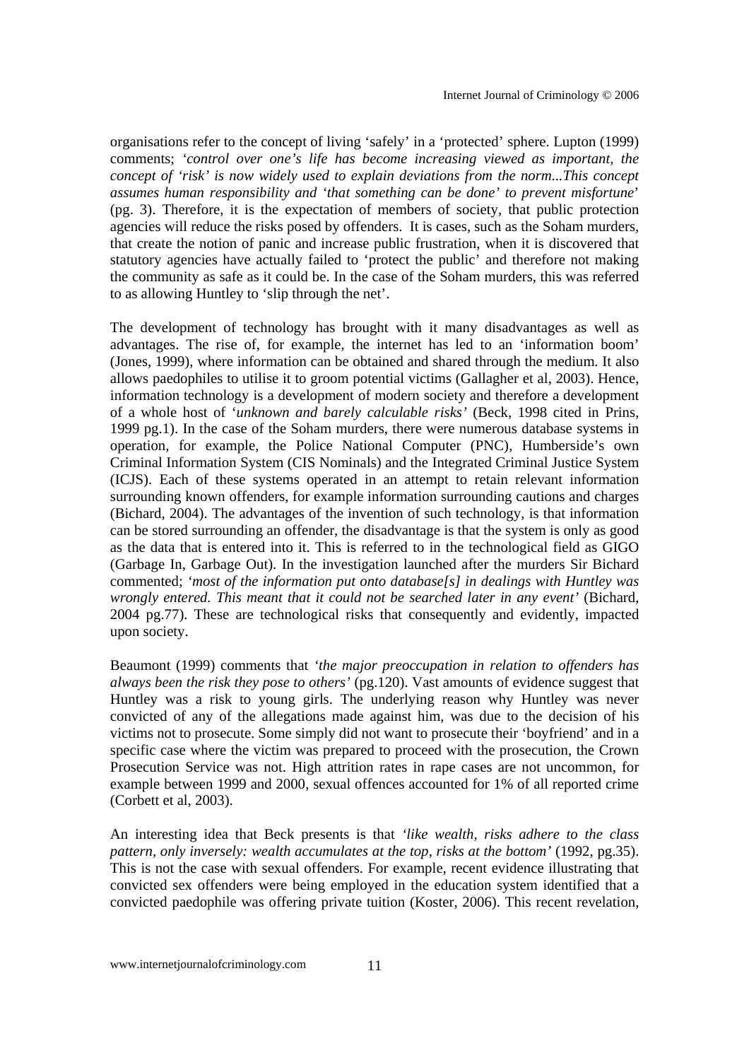organisations refer to the concept of living 'safely' in a 'protected' sphere. Lupton (1999) comments; *'control over one's life has become increasing viewed as important, the concept of 'risk' is now widely used to explain deviations from the norm...This concept assumes human responsibility and 'that something can be done' to prevent misfortune'* (pg. 3). Therefore, it is the expectation of members of society, that public protection agencies will reduce the risks posed by offenders. It is cases, such as the Soham murders, that create the notion of panic and increase public frustration, when it is discovered that statutory agencies have actually failed to 'protect the public' and therefore not making the community as safe as it could be. In the case of the Soham murders, this was referred to as allowing Huntley to 'slip through the net'.

The development of technology has brought with it many disadvantages as well as advantages. The rise of, for example, the internet has led to an 'information boom' (Jones, 1999), where information can be obtained and shared through the medium. It also allows paedophiles to utilise it to groom potential victims (Gallagher et al, 2003). Hence, information technology is a development of modern society and therefore a development of a whole host of '*unknown and barely calculable risks'* (Beck, 1998 cited in Prins, 1999 pg.1). In the case of the Soham murders, there were numerous database systems in operation, for example, the Police National Computer (PNC), Humberside's own Criminal Information System (CIS Nominals) and the Integrated Criminal Justice System (ICJS). Each of these systems operated in an attempt to retain relevant information surrounding known offenders, for example information surrounding cautions and charges (Bichard, 2004). The advantages of the invention of such technology, is that information can be stored surrounding an offender, the disadvantage is that the system is only as good as the data that is entered into it. This is referred to in the technological field as GIGO (Garbage In, Garbage Out). In the investigation launched after the murders Sir Bichard commented; *'most of the information put onto database[s] in dealings with Huntley was wrongly entered. This meant that it could not be searched later in any event'* (Bichard, 2004 pg.77). These are technological risks that consequently and evidently, impacted upon society.

Beaumont (1999) comments that *'the major preoccupation in relation to offenders has always been the risk they pose to others'* (pg.120). Vast amounts of evidence suggest that Huntley was a risk to young girls. The underlying reason why Huntley was never convicted of any of the allegations made against him, was due to the decision of his victims not to prosecute. Some simply did not want to prosecute their 'boyfriend' and in a specific case where the victim was prepared to proceed with the prosecution, the Crown Prosecution Service was not. High attrition rates in rape cases are not uncommon, for example between 1999 and 2000, sexual offences accounted for 1% of all reported crime (Corbett et al, 2003).

An interesting idea that Beck presents is that *'like wealth, risks adhere to the class pattern, only inversely: wealth accumulates at the top, risks at the bottom'* (1992, pg.35). This is not the case with sexual offenders. For example, recent evidence illustrating that convicted sex offenders were being employed in the education system identified that a convicted paedophile was offering private tuition (Koster, 2006). This recent revelation,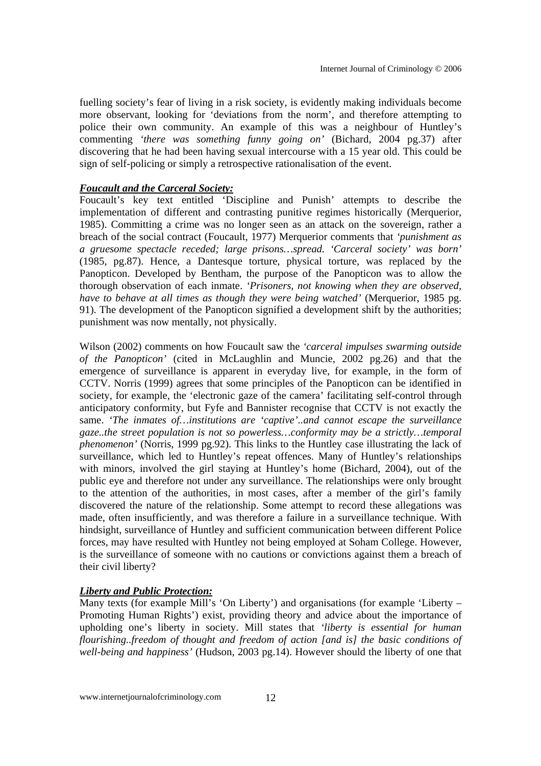fuelling society's fear of living in a risk society, is evidently making individuals become more observant, looking for 'deviations from the norm', and therefore attempting to police their own community. An example of this was a neighbour of Huntley's commenting *'there was something funny going on'* (Bichard, 2004 pg.37) after discovering that he had been having sexual intercourse with a 15 year old. This could be sign of self-policing or simply a retrospective rationalisation of the event.

***Foucault and the Carceral Society:***

Foucault's key text entitled 'Discipline and Punish' attempts to describe the implementation of different and contrasting punitive regimes historically (Merquerior, 1985). Committing a crime was no longer seen as an attack on the sovereign, rather a breach of the social contract (Foucault, 1977) Merquerior comments that *'punishment as a gruesome spectacle receded; large prisons…spread. 'Carceral society' was born'* (1985, pg.87). Hence, a Dantesque torture, physical torture, was replaced by the Panopticon. Developed by Bentham, the purpose of the Panopticon was to allow the thorough observation of each inmate. *'Prisoners, not knowing when they are observed, have to behave at all times as though they were being watched'* (Merquerior, 1985 pg. 91). The development of the Panopticon signified a development shift by the authorities; punishment was now mentally, not physically.

Wilson (2002) comments on how Foucault saw the *'carceral impulses swarming outside of the Panopticon'* (cited in McLaughlin and Muncie, 2002 pg.26) and that the emergence of surveillance is apparent in everyday live, for example, in the form of CCTV. Norris (1999) agrees that some principles of the Panopticon can be identified in society, for example, the 'electronic gaze of the camera' facilitating self-control through anticipatory conformity, but Fyfe and Bannister recognise that CCTV is not exactly the same. *'The inmates of…institutions are 'captive'..and cannot escape the surveillance gaze..the street population is not so powerless…conformity may be a strictly…temporal phenomenon'* (Norris, 1999 pg.92). This links to the Huntley case illustrating the lack of surveillance, which led to Huntley's repeat offences. Many of Huntley's relationships with minors, involved the girl staying at Huntley's home (Bichard, 2004), out of the public eye and therefore not under any surveillance. The relationships were only brought to the attention of the authorities, in most cases, after a member of the girl's family discovered the nature of the relationship. Some attempt to record these allegations was made, often insufficiently, and was therefore a failure in a surveillance technique. With hindsight, surveillance of Huntley and sufficient communication between different Police forces, may have resulted with Huntley not being employed at Soham College. However, is the surveillance of someone with no cautions or convictions against them a breach of their civil liberty?

***Liberty and Public Protection:***

Many texts (for example Mill's 'On Liberty') and organisations (for example 'Liberty – Promoting Human Rights') exist, providing theory and advice about the importance of upholding one's liberty in society. Mill states that *'liberty is essential for human flourishing..freedom of thought and freedom of action [and is] the basic conditions of well-being and happiness'* (Hudson, 2003 pg.14). However should the liberty of one that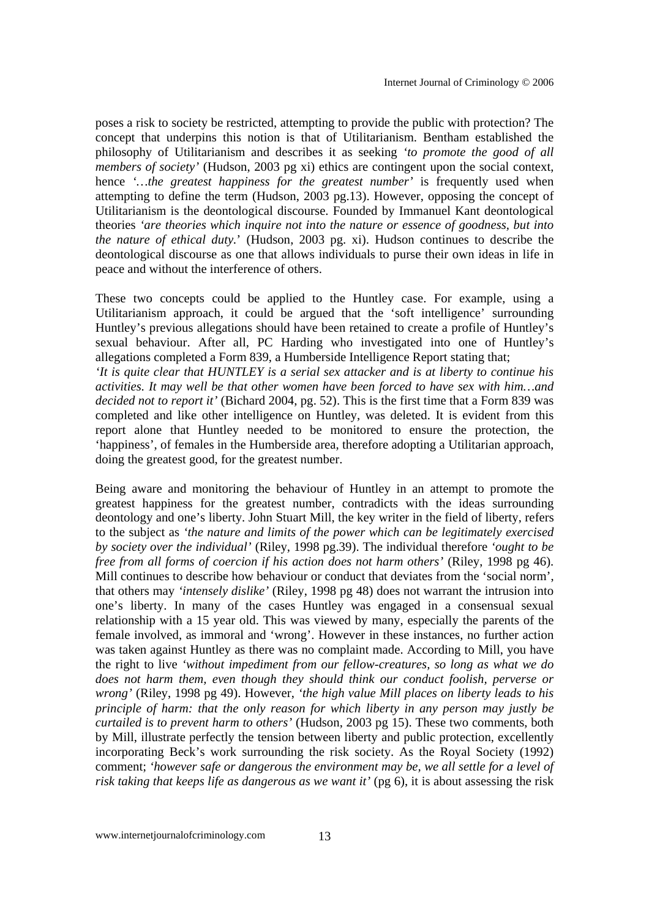poses a risk to society be restricted, attempting to provide the public with protection? The concept that underpins this notion is that of Utilitarianism. Bentham established the philosophy of Utilitarianism and describes it as seeking *'to promote the good of all members of society'* (Hudson, 2003 pg xi) ethics are contingent upon the social context, hence *'…the greatest happiness for the greatest number'* is frequently used when attempting to define the term (Hudson, 2003 pg.13). However, opposing the concept of Utilitarianism is the deontological discourse. Founded by Immanuel Kant deontological theories *'are theories which inquire not into the nature or essence of goodness, but into the nature of ethical duty.'* (Hudson, 2003 pg. xi). Hudson continues to describe the deontological discourse as one that allows individuals to purse their own ideas in life in peace and without the interference of others.

These two concepts could be applied to the Huntley case. For example, using a Utilitarianism approach, it could be argued that the 'soft intelligence' surrounding Huntley's previous allegations should have been retained to create a profile of Huntley's sexual behaviour. After all, PC Harding who investigated into one of Huntley's allegations completed a Form 839, a Humberside Intelligence Report stating that;
*'It is quite clear that HUNTLEY is a serial sex attacker and is at liberty to continue his activities. It may well be that other women have been forced to have sex with him…and decided not to report it'* (Bichard 2004, pg. 52). This is the first time that a Form 839 was completed and like other intelligence on Huntley, was deleted. It is evident from this report alone that Huntley needed to be monitored to ensure the protection, the 'happiness', of females in the Humberside area, therefore adopting a Utilitarian approach, doing the greatest good, for the greatest number.

Being aware and monitoring the behaviour of Huntley in an attempt to promote the greatest happiness for the greatest number, contradicts with the ideas surrounding deontology and one's liberty. John Stuart Mill, the key writer in the field of liberty, refers to the subject as *'the nature and limits of the power which can be legitimately exercised by society over the individual'* (Riley, 1998 pg.39). The individual therefore *'ought to be free from all forms of coercion if his action does not harm others'* (Riley, 1998 pg 46). Mill continues to describe how behaviour or conduct that deviates from the 'social norm', that others may *'intensely dislike'* (Riley, 1998 pg 48) does not warrant the intrusion into one's liberty. In many of the cases Huntley was engaged in a consensual sexual relationship with a 15 year old. This was viewed by many, especially the parents of the female involved, as immoral and 'wrong'. However in these instances, no further action was taken against Huntley as there was no complaint made. According to Mill, you have the right to live *'without impediment from our fellow-creatures, so long as what we do does not harm them, even though they should think our conduct foolish, perverse or wrong'* (Riley, 1998 pg 49). However, *'the high value Mill places on liberty leads to his principle of harm: that the only reason for which liberty in any person may justly be curtailed is to prevent harm to others'* (Hudson, 2003 pg 15). These two comments, both by Mill, illustrate perfectly the tension between liberty and public protection, excellently incorporating Beck's work surrounding the risk society. As the Royal Society (1992) comment; *'however safe or dangerous the environment may be, we all settle for a level of risk taking that keeps life as dangerous as we want it'* (pg 6), it is about assessing the risk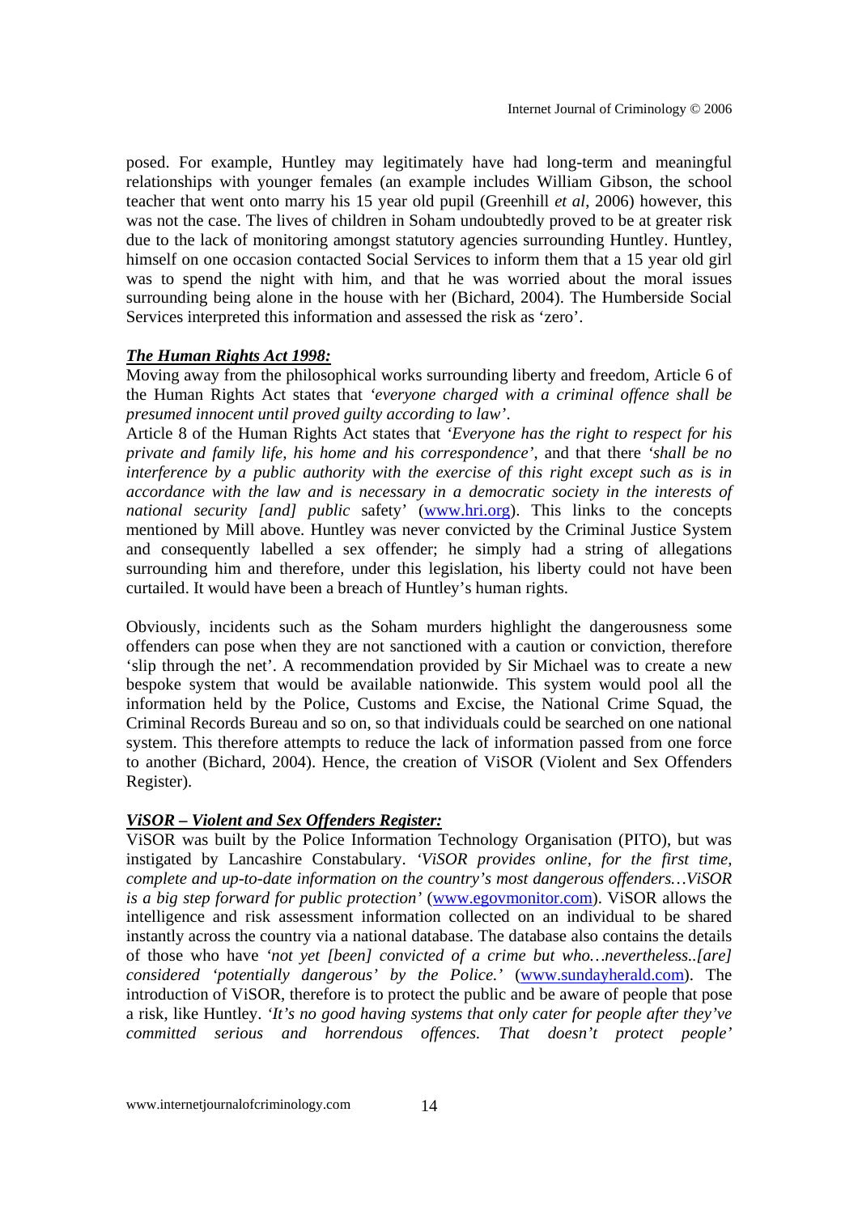posed. For example, Huntley may legitimately have had long-term and meaningful relationships with younger females (an example includes William Gibson, the school teacher that went onto marry his 15 year old pupil (Greenhill *et al*, 2006) however, this was not the case. The lives of children in Soham undoubtedly proved to be at greater risk due to the lack of monitoring amongst statutory agencies surrounding Huntley. Huntley, himself on one occasion contacted Social Services to inform them that a 15 year old girl was to spend the night with him, and that he was worried about the moral issues surrounding being alone in the house with her (Bichard, 2004). The Humberside Social Services interpreted this information and assessed the risk as 'zero'.

***The Human Rights Act 1998:***

Moving away from the philosophical works surrounding liberty and freedom, Article 6 of the Human Rights Act states that *'everyone charged with a criminal offence shall be presumed innocent until proved guilty according to law'*.

Article 8 of the Human Rights Act states that *'Everyone has the right to respect for his private and family life, his home and his correspondence'*, and that there *'shall be no interference by a public authority with the exercise of this right except such as is in accordance with the law and is necessary in a democratic society in the interests of national security [and] public* safety' (www.hri.org). This links to the concepts mentioned by Mill above. Huntley was never convicted by the Criminal Justice System and consequently labelled a sex offender; he simply had a string of allegations surrounding him and therefore, under this legislation, his liberty could not have been curtailed. It would have been a breach of Huntley's human rights.

Obviously, incidents such as the Soham murders highlight the dangerousness some offenders can pose when they are not sanctioned with a caution or conviction, therefore 'slip through the net'. A recommendation provided by Sir Michael was to create a new bespoke system that would be available nationwide. This system would pool all the information held by the Police, Customs and Excise, the National Crime Squad, the Criminal Records Bureau and so on, so that individuals could be searched on one national system. This therefore attempts to reduce the lack of information passed from one force to another (Bichard, 2004). Hence, the creation of ViSOR (Violent and Sex Offenders Register).

***ViSOR – Violent and Sex Offenders Register:***

ViSOR was built by the Police Information Technology Organisation (PITO), but was instigated by Lancashire Constabulary. *'ViSOR provides online, for the first time, complete and up-to-date information on the country's most dangerous offenders…ViSOR is a big step forward for public protection'* (www.egovmonitor.com). ViSOR allows the intelligence and risk assessment information collected on an individual to be shared instantly across the country via a national database. The database also contains the details of those who have *'not yet [been] convicted of a crime but who…nevertheless..[are] considered 'potentially dangerous' by the Police.'* (www.sundayherald.com). The introduction of ViSOR, therefore is to protect the public and be aware of people that pose a risk, like Huntley. *'It's no good having systems that only cater for people after they've committed serious and horrendous offences. That doesn't protect people'*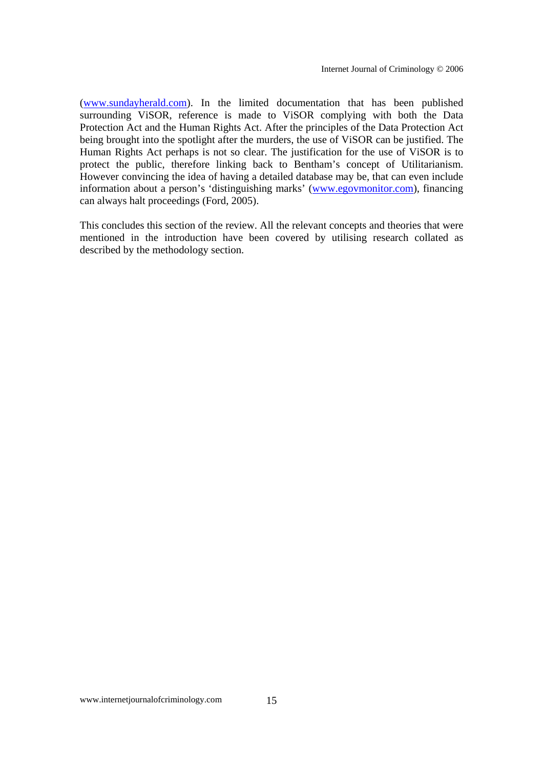(www.sundayherald.com). In the limited documentation that has been published surrounding ViSOR, reference is made to ViSOR complying with both the Data Protection Act and the Human Rights Act. After the principles of the Data Protection Act being brought into the spotlight after the murders, the use of ViSOR can be justified. The Human Rights Act perhaps is not so clear. The justification for the use of ViSOR is to protect the public, therefore linking back to Bentham's concept of Utilitarianism. However convincing the idea of having a detailed database may be, that can even include information about a person's 'distinguishing marks' (www.egovmonitor.com), financing can always halt proceedings (Ford, 2005).

This concludes this section of the review. All the relevant concepts and theories that were mentioned in the introduction have been covered by utilising research collated as described by the methodology section.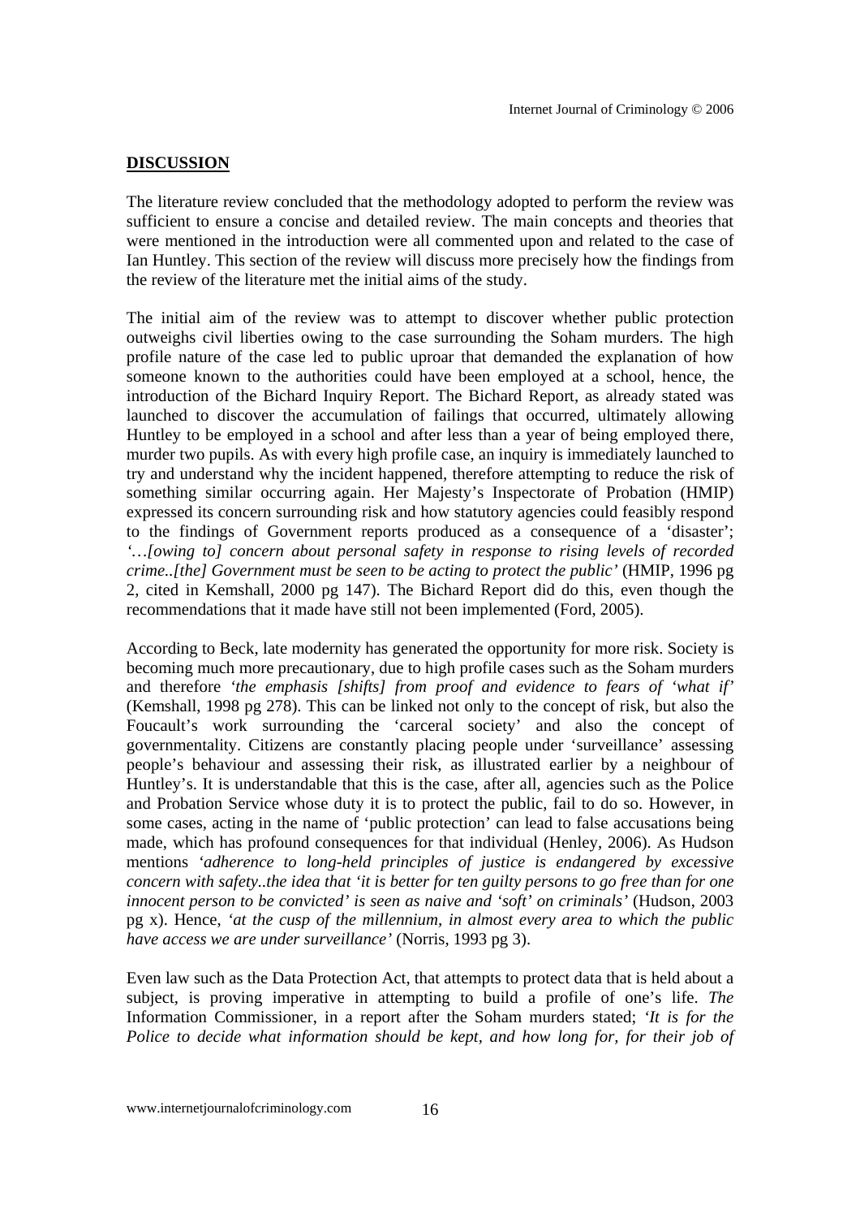## **DISCUSSION**

The literature review concluded that the methodology adopted to perform the review was sufficient to ensure a concise and detailed review. The main concepts and theories that were mentioned in the introduction were all commented upon and related to the case of Ian Huntley. This section of the review will discuss more precisely how the findings from the review of the literature met the initial aims of the study.

The initial aim of the review was to attempt to discover whether public protection outweighs civil liberties owing to the case surrounding the Soham murders. The high profile nature of the case led to public uproar that demanded the explanation of how someone known to the authorities could have been employed at a school, hence, the introduction of the Bichard Inquiry Report. The Bichard Report, as already stated was launched to discover the accumulation of failings that occurred, ultimately allowing Huntley to be employed in a school and after less than a year of being employed there, murder two pupils. As with every high profile case, an inquiry is immediately launched to try and understand why the incident happened, therefore attempting to reduce the risk of something similar occurring again. Her Majesty's Inspectorate of Probation (HMIP) expressed its concern surrounding risk and how statutory agencies could feasibly respond to the findings of Government reports produced as a consequence of a 'disaster'; *'…[owing to] concern about personal safety in response to rising levels of recorded crime..[the] Government must be seen to be acting to protect the public'* (HMIP, 1996 pg 2, cited in Kemshall, 2000 pg 147). The Bichard Report did do this, even though the recommendations that it made have still not been implemented (Ford, 2005).

According to Beck, late modernity has generated the opportunity for more risk. Society is becoming much more precautionary, due to high profile cases such as the Soham murders and therefore *'the emphasis [shifts] from proof and evidence to fears of 'what if'* (Kemshall, 1998 pg 278). This can be linked not only to the concept of risk, but also the Foucault's work surrounding the 'carceral society' and also the concept of governmentality. Citizens are constantly placing people under 'surveillance' assessing people's behaviour and assessing their risk, as illustrated earlier by a neighbour of Huntley's. It is understandable that this is the case, after all, agencies such as the Police and Probation Service whose duty it is to protect the public, fail to do so. However, in some cases, acting in the name of 'public protection' can lead to false accusations being made, which has profound consequences for that individual (Henley, 2006). As Hudson mentions *'adherence to long-held principles of justice is endangered by excessive concern with safety..the idea that 'it is better for ten guilty persons to go free than for one innocent person to be convicted' is seen as naive and 'soft' on criminals'* (Hudson, 2003 pg x). Hence, *'at the cusp of the millennium, in almost every area to which the public have access we are under surveillance'* (Norris, 1993 pg 3).

Even law such as the Data Protection Act, that attempts to protect data that is held about a subject, is proving imperative in attempting to build a profile of one's life. *The* Information Commissioner, in a report after the Soham murders stated; *'It is for the Police to decide what information should be kept, and how long for, for their job of*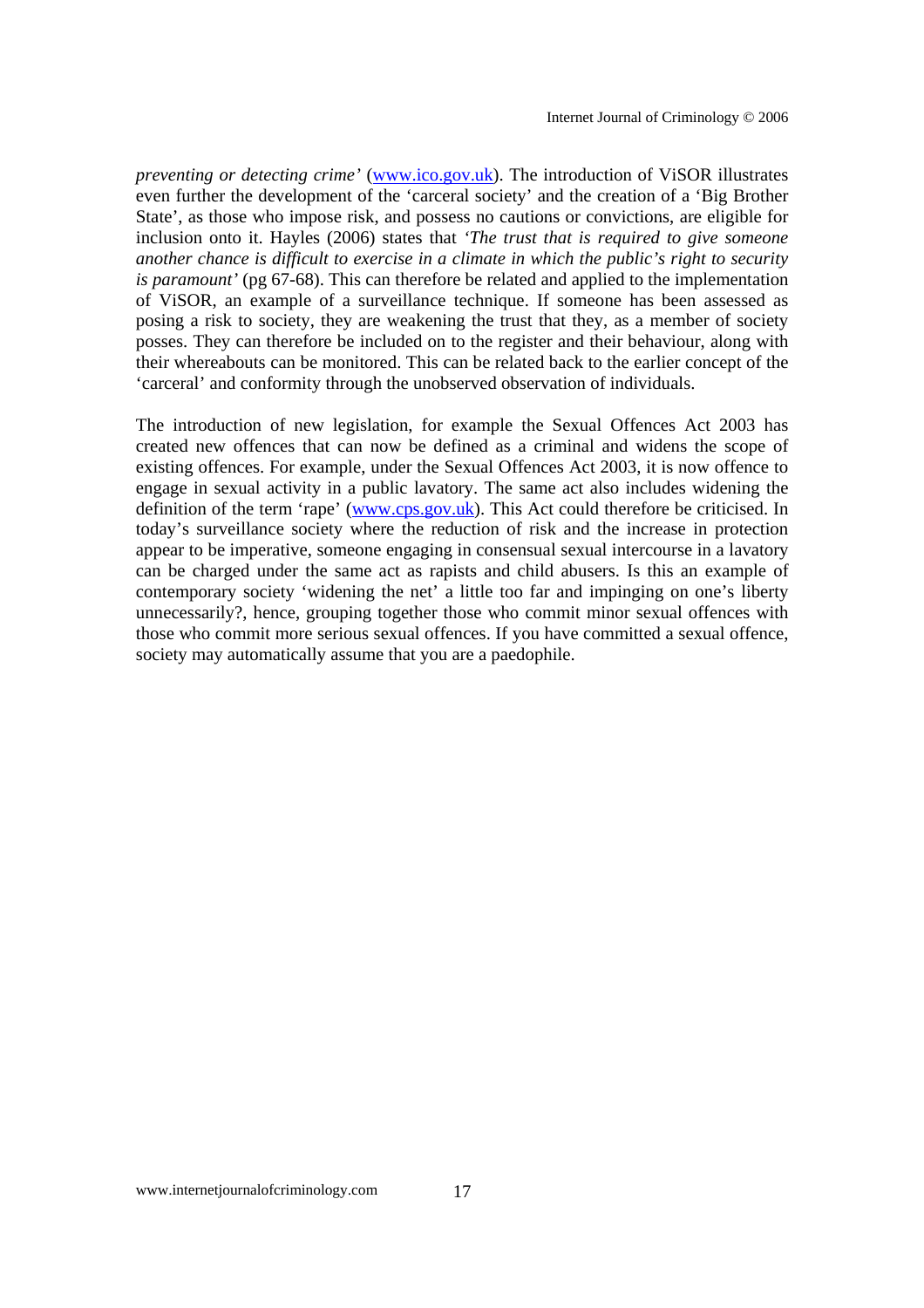*preventing or detecting crime'* (www.ico.gov.uk). The introduction of ViSOR illustrates even further the development of the 'carceral society' and the creation of a 'Big Brother State', as those who impose risk, and possess no cautions or convictions, are eligible for inclusion onto it. Hayles (2006) states that *'The trust that is required to give someone another chance is difficult to exercise in a climate in which the public's right to security is paramount'* (pg 67-68). This can therefore be related and applied to the implementation of ViSOR, an example of a surveillance technique. If someone has been assessed as posing a risk to society, they are weakening the trust that they, as a member of society posses. They can therefore be included on to the register and their behaviour, along with their whereabouts can be monitored. This can be related back to the earlier concept of the 'carceral' and conformity through the unobserved observation of individuals.

The introduction of new legislation, for example the Sexual Offences Act 2003 has created new offences that can now be defined as a criminal and widens the scope of existing offences. For example, under the Sexual Offences Act 2003, it is now offence to engage in sexual activity in a public lavatory. The same act also includes widening the definition of the term 'rape' (www.cps.gov.uk). This Act could therefore be criticised. In today's surveillance society where the reduction of risk and the increase in protection appear to be imperative, someone engaging in consensual sexual intercourse in a lavatory can be charged under the same act as rapists and child abusers. Is this an example of contemporary society 'widening the net' a little too far and impinging on one's liberty unnecessarily?, hence, grouping together those who commit minor sexual offences with those who commit more serious sexual offences. If you have committed a sexual offence, society may automatically assume that you are a paedophile.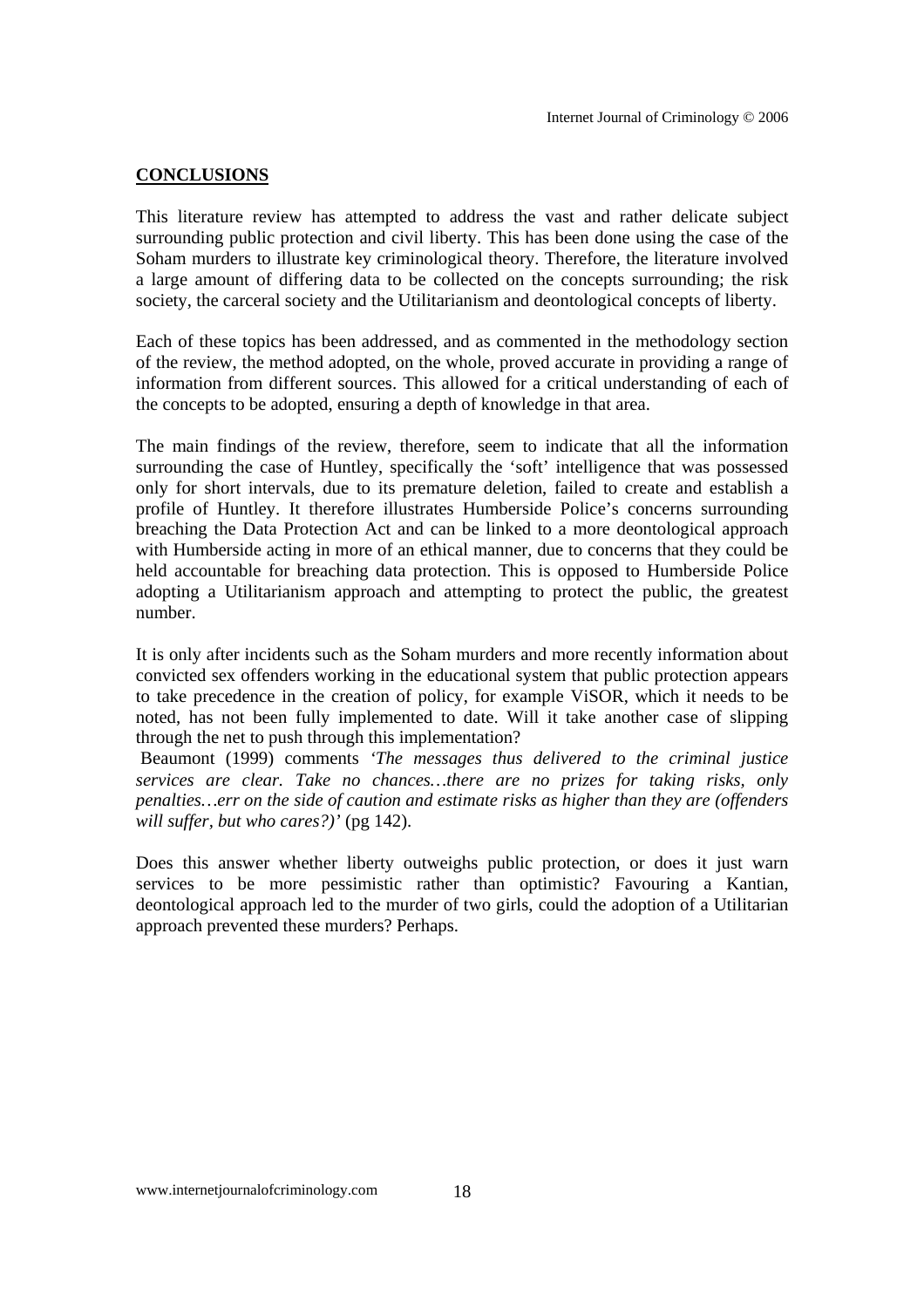## **CONCLUSIONS**

This literature review has attempted to address the vast and rather delicate subject surrounding public protection and civil liberty. This has been done using the case of the Soham murders to illustrate key criminological theory. Therefore, the literature involved a large amount of differing data to be collected on the concepts surrounding; the risk society, the carceral society and the Utilitarianism and deontological concepts of liberty.

Each of these topics has been addressed, and as commented in the methodology section of the review, the method adopted, on the whole, proved accurate in providing a range of information from different sources. This allowed for a critical understanding of each of the concepts to be adopted, ensuring a depth of knowledge in that area.

The main findings of the review, therefore, seem to indicate that all the information surrounding the case of Huntley, specifically the 'soft' intelligence that was possessed only for short intervals, due to its premature deletion, failed to create and establish a profile of Huntley. It therefore illustrates Humberside Police's concerns surrounding breaching the Data Protection Act and can be linked to a more deontological approach with Humberside acting in more of an ethical manner, due to concerns that they could be held accountable for breaching data protection. This is opposed to Humberside Police adopting a Utilitarianism approach and attempting to protect the public, the greatest number.

It is only after incidents such as the Soham murders and more recently information about convicted sex offenders working in the educational system that public protection appears to take precedence in the creation of policy, for example ViSOR, which it needs to be noted, has not been fully implemented to date. Will it take another case of slipping through the net to push through this implementation?

Beaumont (1999) comments *'The messages thus delivered to the criminal justice services are clear. Take no chances…there are no prizes for taking risks, only penalties…err on the side of caution and estimate risks as higher than they are (offenders will suffer, but who cares?)'* (pg 142).

Does this answer whether liberty outweighs public protection, or does it just warn services to be more pessimistic rather than optimistic? Favouring a Kantian, deontological approach led to the murder of two girls, could the adoption of a Utilitarian approach prevented these murders? Perhaps.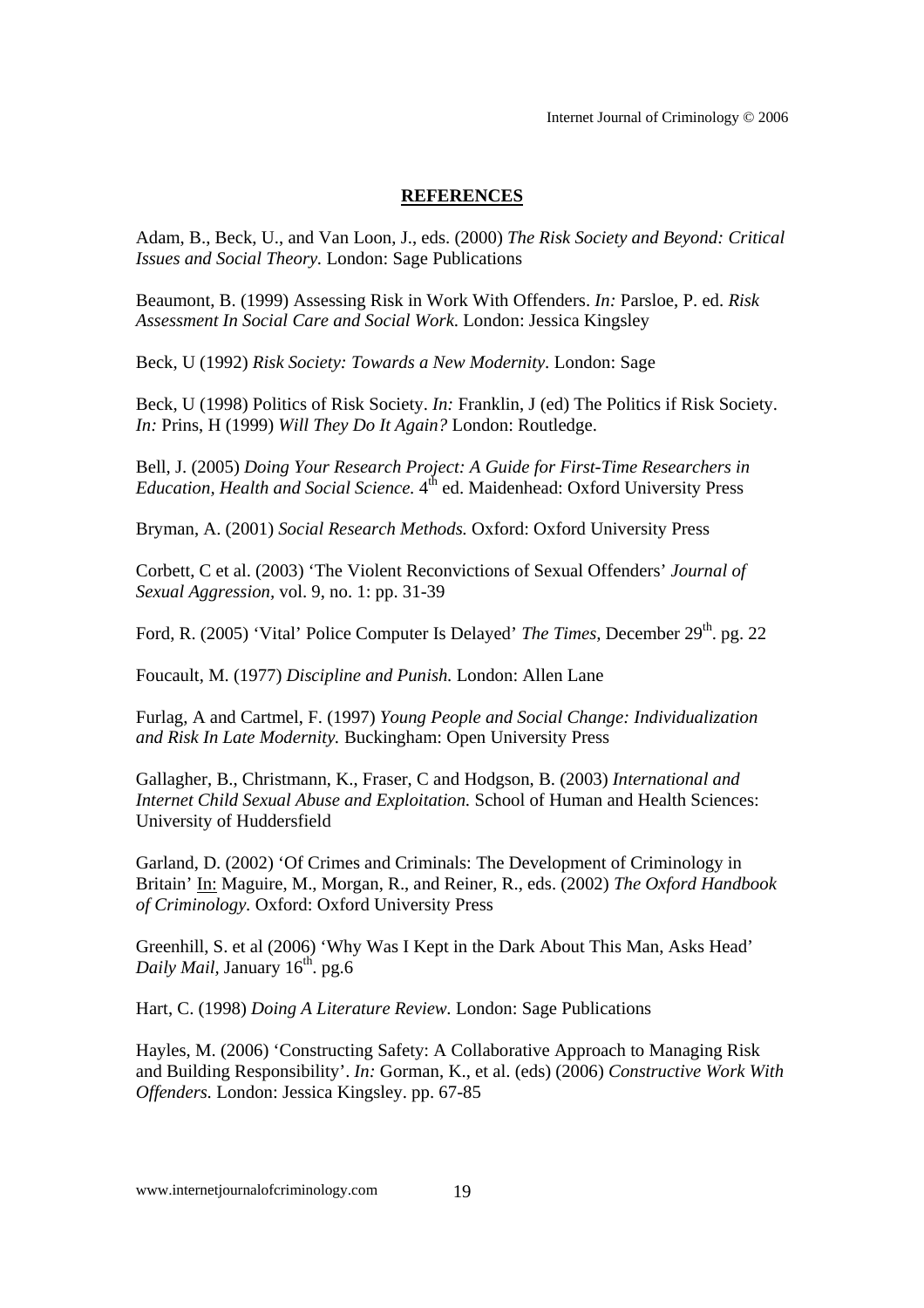## REFERENCES

Adam, B., Beck, U., and Van Loon, J., eds. (2000) *The Risk Society and Beyond: Critical Issues and Social Theory.* London: Sage Publications

Beaumont, B. (1999) Assessing Risk in Work With Offenders. *In:* Parsloe, P. ed. *Risk Assessment In Social Care and Social Work.* London: Jessica Kingsley

Beck, U (1992) *Risk Society: Towards a New Modernity.* London: Sage

Beck, U (1998) Politics of Risk Society. *In:* Franklin, J (ed) The Politics if Risk Society. *In:* Prins, H (1999) *Will They Do It Again?* London: Routledge.

Bell, J. (2005) *Doing Your Research Project: A Guide for First-Time Researchers in Education, Health and Social Science.* 4th ed. Maidenhead: Oxford University Press

Bryman, A. (2001) *Social Research Methods.* Oxford: Oxford University Press

Corbett, C et al. (2003) 'The Violent Reconvictions of Sexual Offenders' *Journal of Sexual Aggression*, vol. 9, no. 1: pp. 31-39

Ford, R. (2005) 'Vital' Police Computer Is Delayed' *The Times*, December 29th. pg. 22

Foucault, M. (1977) *Discipline and Punish.* London: Allen Lane

Furlag, A and Cartmel, F. (1997) *Young People and Social Change: Individualization and Risk In Late Modernity.* Buckingham: Open University Press

Gallagher, B., Christmann, K., Fraser, C and Hodgson, B. (2003) *International and Internet Child Sexual Abuse and Exploitation.* School of Human and Health Sciences: University of Huddersfield

Garland, D. (2002) 'Of Crimes and Criminals: The Development of Criminology in Britain' In: Maguire, M., Morgan, R., and Reiner, R., eds. (2002) *The Oxford Handbook of Criminology.* Oxford: Oxford University Press

Greenhill, S. et al (2006) 'Why Was I Kept in the Dark About This Man, Asks Head' *Daily Mail*, January 16th. pg.6

Hart, C. (1998) *Doing A Literature Review.* London: Sage Publications

Hayles, M. (2006) 'Constructing Safety: A Collaborative Approach to Managing Risk and Building Responsibility'. *In:* Gorman, K., et al. (eds) (2006) *Constructive Work With Offenders.* London: Jessica Kingsley. pp. 67-85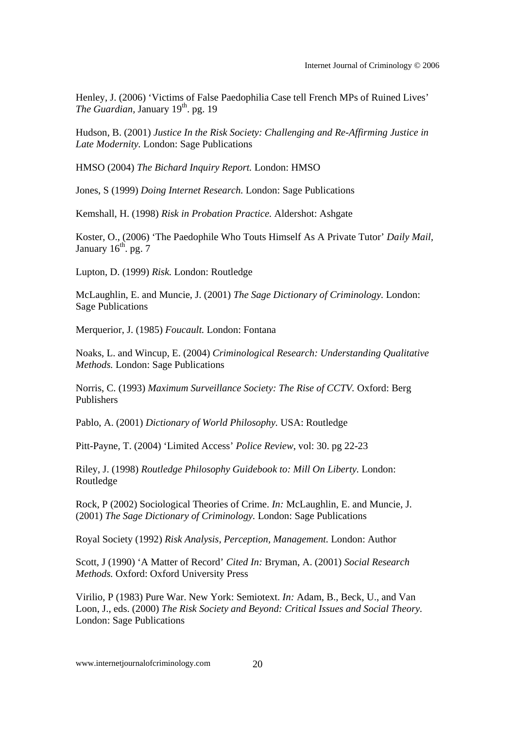Henley, J. (2006) 'Victims of False Paedophilia Case tell French MPs of Ruined Lives' *The Guardian*, January 19th. pg. 19

Hudson, B. (2001) *Justice In the Risk Society: Challenging and Re-Affirming Justice in Late Modernity.* London: Sage Publications

HMSO (2004) *The Bichard Inquiry Report.* London: HMSO

Jones, S (1999) *Doing Internet Research.* London: Sage Publications

Kemshall, H. (1998) *Risk in Probation Practice.* Aldershot: Ashgate

Koster, O., (2006) 'The Paedophile Who Touts Himself As A Private Tutor' *Daily Mail*, January 16th. pg. 7

Lupton, D. (1999) *Risk.* London: Routledge

McLaughlin, E. and Muncie, J. (2001) *The Sage Dictionary of Criminology.* London: Sage Publications

Merquerior, J. (1985) *Foucault.* London: Fontana

Noaks, L. and Wincup, E. (2004) *Criminological Research: Understanding Qualitative Methods.* London: Sage Publications

Norris, C. (1993) *Maximum Surveillance Society: The Rise of CCTV.* Oxford: Berg Publishers

Pablo, A. (2001) *Dictionary of World Philosophy.* USA: Routledge

Pitt-Payne, T. (2004) 'Limited Access' *Police Review*, vol: 30. pg 22-23

Riley, J. (1998) *Routledge Philosophy Guidebook to: Mill On Liberty.* London: Routledge

Rock, P (2002) Sociological Theories of Crime. *In:* McLaughlin, E. and Muncie, J. (2001) *The Sage Dictionary of Criminology.* London: Sage Publications

Royal Society (1992) *Risk Analysis, Perception, Management.* London: Author

Scott, J (1990) 'A Matter of Record' *Cited In:* Bryman, A. (2001) *Social Research Methods.* Oxford: Oxford University Press

Virilio, P (1983) Pure War. New York: Semiotext. *In:* Adam, B., Beck, U., and Van Loon, J., eds. (2000) *The Risk Society and Beyond: Critical Issues and Social Theory.* London: Sage Publications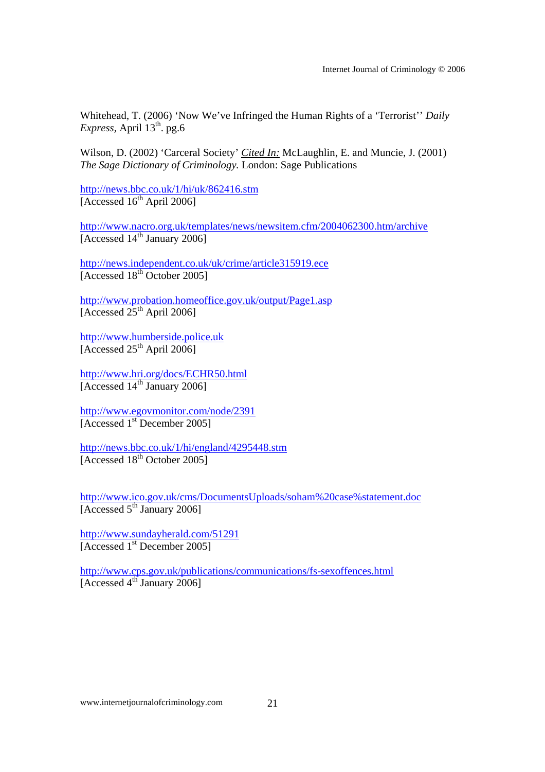Whitehead, T. (2006) 'Now We've Infringed the Human Rights of a 'Terrorist'' *Daily Express*, April 13th. pg.6

Wilson, D. (2002) 'Carceral Society' ***Cited In:*** McLaughlin, E. and Muncie, J. (2001) *The Sage Dictionary of Criminology.* London: Sage Publications

http://news.bbc.co.uk/1/hi/uk/862416.stm
[Accessed 16th April 2006]

http://www.nacro.org.uk/templates/news/newsitem.cfm/2004062300.htm/archive
[Accessed 14th January 2006]

http://news.independent.co.uk/uk/crime/article315919.ece
[Accessed 18th October 2005]

http://www.probation.homeoffice.gov.uk/output/Page1.asp
[Accessed 25th April 2006]

http://www.humberside.police.uk
[Accessed 25th April 2006]

http://www.hri.org/docs/ECHR50.html
[Accessed 14th January 2006]

http://www.egovmonitor.com/node/2391
[Accessed 1st December 2005]

http://news.bbc.co.uk/1/hi/england/4295448.stm
[Accessed 18th October 2005]

http://www.ico.gov.uk/cms/DocumentsUploads/soham%20case%statement.doc
[Accessed 5th January 2006]

http://www.sundayherald.com/51291
[Accessed 1st December 2005]

http://www.cps.gov.uk/publications/communications/fs-sexoffences.html
[Accessed 4th January 2006]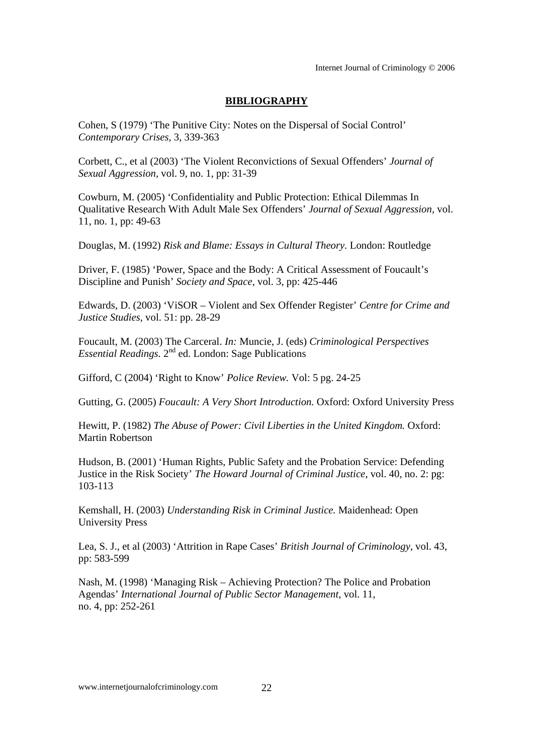## BIBLIOGRAPHY

Cohen, S (1979) 'The Punitive City: Notes on the Dispersal of Social Control' *Contemporary Crises,* 3, 339-363

Corbett, C., et al (2003) 'The Violent Reconvictions of Sexual Offenders' *Journal of Sexual Aggression,* vol. 9, no. 1, pp: 31-39

Cowburn, M. (2005) 'Confidentiality and Public Protection: Ethical Dilemmas In Qualitative Research With Adult Male Sex Offenders' *Journal of Sexual Aggression,* vol. 11, no. 1, pp: 49-63

Douglas, M. (1992) *Risk and Blame: Essays in Cultural Theory*. London: Routledge

Driver, F. (1985) 'Power, Space and the Body: A Critical Assessment of Foucault's Discipline and Punish' *Society and Space,* vol. 3, pp: 425-446

Edwards, D. (2003) 'ViSOR – Violent and Sex Offender Register' *Centre for Crime and Justice Studies,* vol. 51: pp. 28-29

Foucault, M. (2003) The Carceral. *In:* Muncie, J. (eds) *Criminological Perspectives Essential Readings.* 2nd ed. London: Sage Publications

Gifford, C (2004) 'Right to Know' *Police Review.* Vol: 5 pg. 24-25

Gutting, G. (2005) *Foucault: A Very Short Introduction.* Oxford: Oxford University Press

Hewitt, P. (1982) *The Abuse of Power: Civil Liberties in the United Kingdom.* Oxford: Martin Robertson

Hudson, B. (2001) 'Human Rights, Public Safety and the Probation Service: Defending Justice in the Risk Society' *The Howard Journal of Criminal Justice,* vol. 40, no. 2: pg: 103-113

Kemshall, H. (2003) *Understanding Risk in Criminal Justice.* Maidenhead: Open University Press

Lea, S. J., et al (2003) 'Attrition in Rape Cases' *British Journal of Criminology,* vol. 43, pp: 583-599

Nash, M. (1998) 'Managing Risk – Achieving Protection? The Police and Probation Agendas' *International Journal of Public Sector Management,* vol. 11, no. 4, pp: 252-261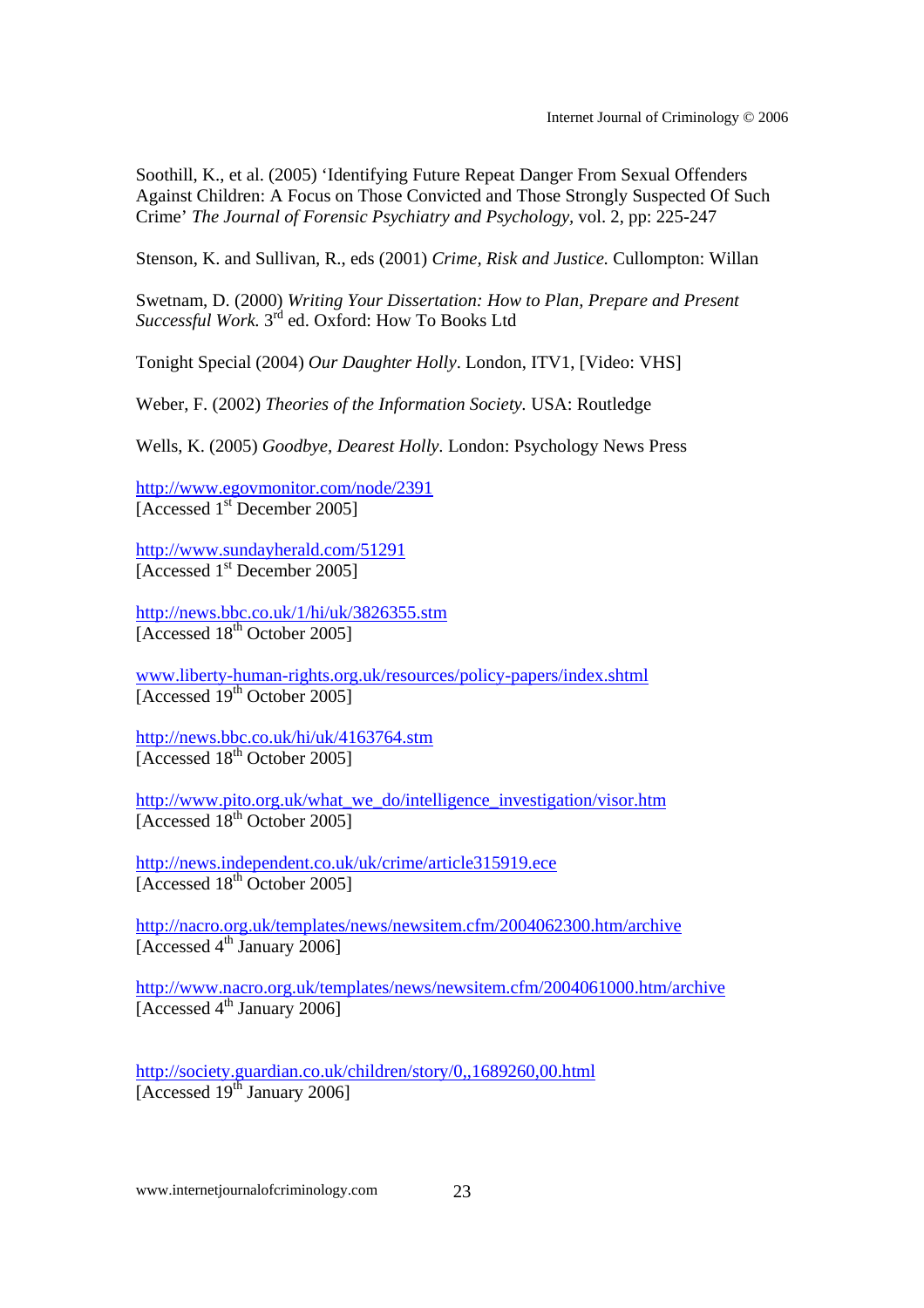Soothill, K., et al. (2005) 'Identifying Future Repeat Danger From Sexual Offenders Against Children: A Focus on Those Convicted and Those Strongly Suspected Of Such Crime' *The Journal of Forensic Psychiatry and Psychology*, vol. 2, pp: 225-247

Stenson, K. and Sullivan, R., eds (2001) *Crime, Risk and Justice.* Cullompton: Willan

Swetnam, D. (2000) *Writing Your Dissertation: How to Plan, Prepare and Present Successful Work.* 3rd ed. Oxford: How To Books Ltd

Tonight Special (2004) *Our Daughter Holly*. London, ITV1, [Video: VHS]

Weber, F. (2002) *Theories of the Information Society.* USA: Routledge

Wells, K. (2005) *Goodbye, Dearest Holly.* London: Psychology News Press

http://www.egovmonitor.com/node/2391
[Accessed 1st December 2005]

http://www.sundayherald.com/51291
[Accessed 1st December 2005]

http://news.bbc.co.uk/1/hi/uk/3826355.stm
[Accessed 18th October 2005]

www.liberty-human-rights.org.uk/resources/policy-papers/index.shtml
[Accessed 19th October 2005]

http://news.bbc.co.uk/hi/uk/4163764.stm
[Accessed 18th October 2005]

http://www.pito.org.uk/what_we_do/intelligence_investigation/visor.htm
[Accessed 18th October 2005]

http://news.independent.co.uk/uk/crime/article315919.ece
[Accessed 18th October 2005]

http://nacro.org.uk/templates/news/newsitem.cfm/2004062300.htm/archive
[Accessed 4th January 2006]

http://www.nacro.org.uk/templates/news/newsitem.cfm/2004061000.htm/archive
[Accessed 4th January 2006]

http://society.guardian.co.uk/children/story/0,,1689260,00.html
[Accessed 19th January 2006]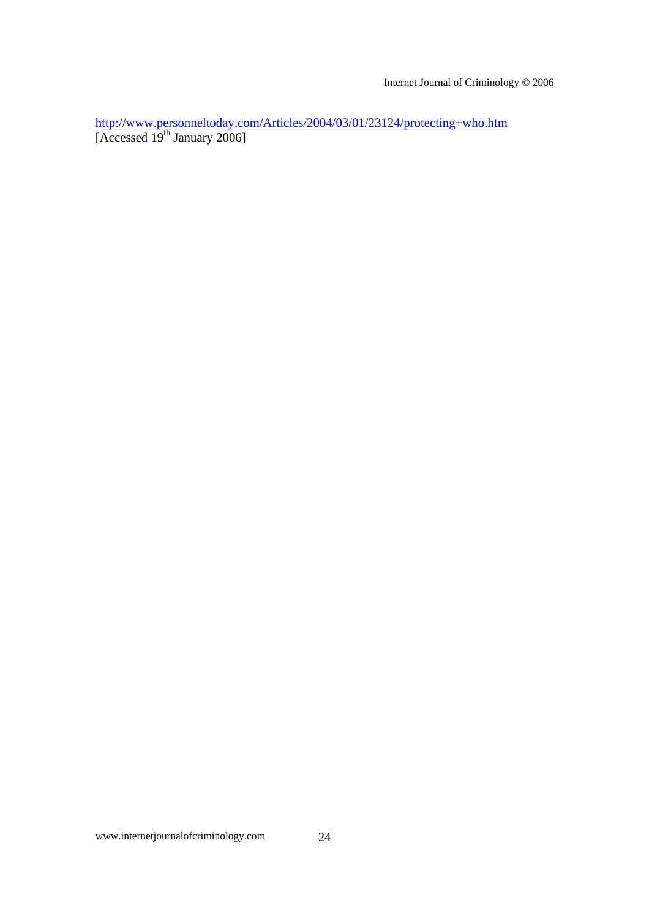http://www.personneltoday.com/Articles/2004/03/01/23124/protecting+who.htm
[Accessed 19th January 2006]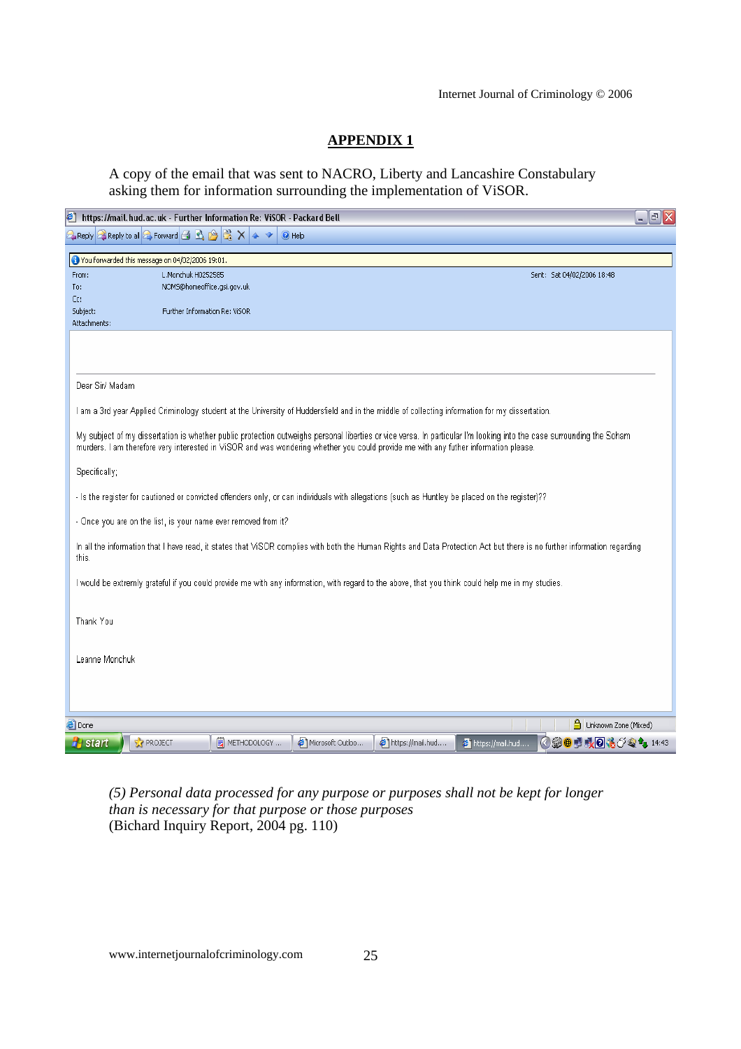## APPENDIX 1

A copy of the email that was sent to NACRO, Liberty and Lancashire Constabulary asking them for information surrounding the implementation of ViSOR.

https://mail.hud.ac.uk - Further Information Re: ViSOR - Packard Bell

Reply | Reply to all | Forward | Help

You forwarded this message on 04/02/2006 19:01.

From: L.Monchuk H0252585

Sent: Sat 04/02/2006 18:48

To: NOMS@homeoffice.gsi.gov.uk

Cc:

Subject: Further Information Re: ViSOR

Attachments:

Dear Sir/ Madam

I am a 3rd year Applied Criminology student at the University of Huddersfield and in the middle of collecting information for my dissertation.

My subject of my dissertation is whether public protection outweighs personal liberties or vice versa. In particular I'm looking into the case surrounding the Soham murders. I am therefore very interested in ViSOR and was wondering whether you could provide me with any futher information please.

Specifically;

- Is the register for cautioned or convicted offenders only, or can individuals with allegations (such as Huntley be placed on the register)??

- Once you are on the list, is your name ever removed from it?

In all the information that I have read, it states that ViSOR complies with both the Human Rights and Data Protection Act but there is no further information regarding this.

I would be extremly grateful if you could provide me with any information, with regard to the above, that you think could help me in my studies.

Thank You

Leanne Monchuk

*(5) Personal data processed for any purpose or purposes shall not be kept for longer than is necessary for that purpose or those purposes*
(Bichard Inquiry Report, 2004 pg. 110)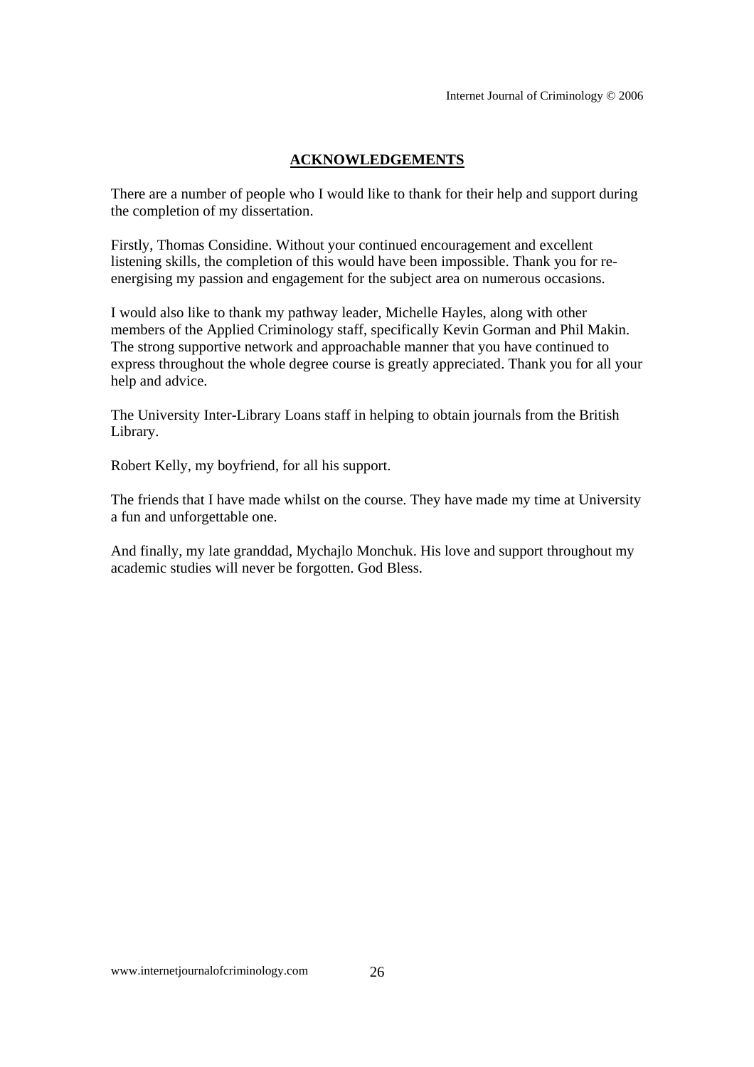## ACKNOWLEDGEMENTS

There are a number of people who I would like to thank for their help and support during the completion of my dissertation.

Firstly, Thomas Considine. Without your continued encouragement and excellent listening skills, the completion of this would have been impossible. Thank you for re-energising my passion and engagement for the subject area on numerous occasions.

I would also like to thank my pathway leader, Michelle Hayles, along with other members of the Applied Criminology staff, specifically Kevin Gorman and Phil Makin. The strong supportive network and approachable manner that you have continued to express throughout the whole degree course is greatly appreciated. Thank you for all your help and advice.

The University Inter-Library Loans staff in helping to obtain journals from the British Library.

Robert Kelly, my boyfriend, for all his support.

The friends that I have made whilst on the course. They have made my time at University a fun and unforgettable one.

And finally, my late granddad, Mychajlo Monchuk. His love and support throughout my academic studies will never be forgotten. God Bless.